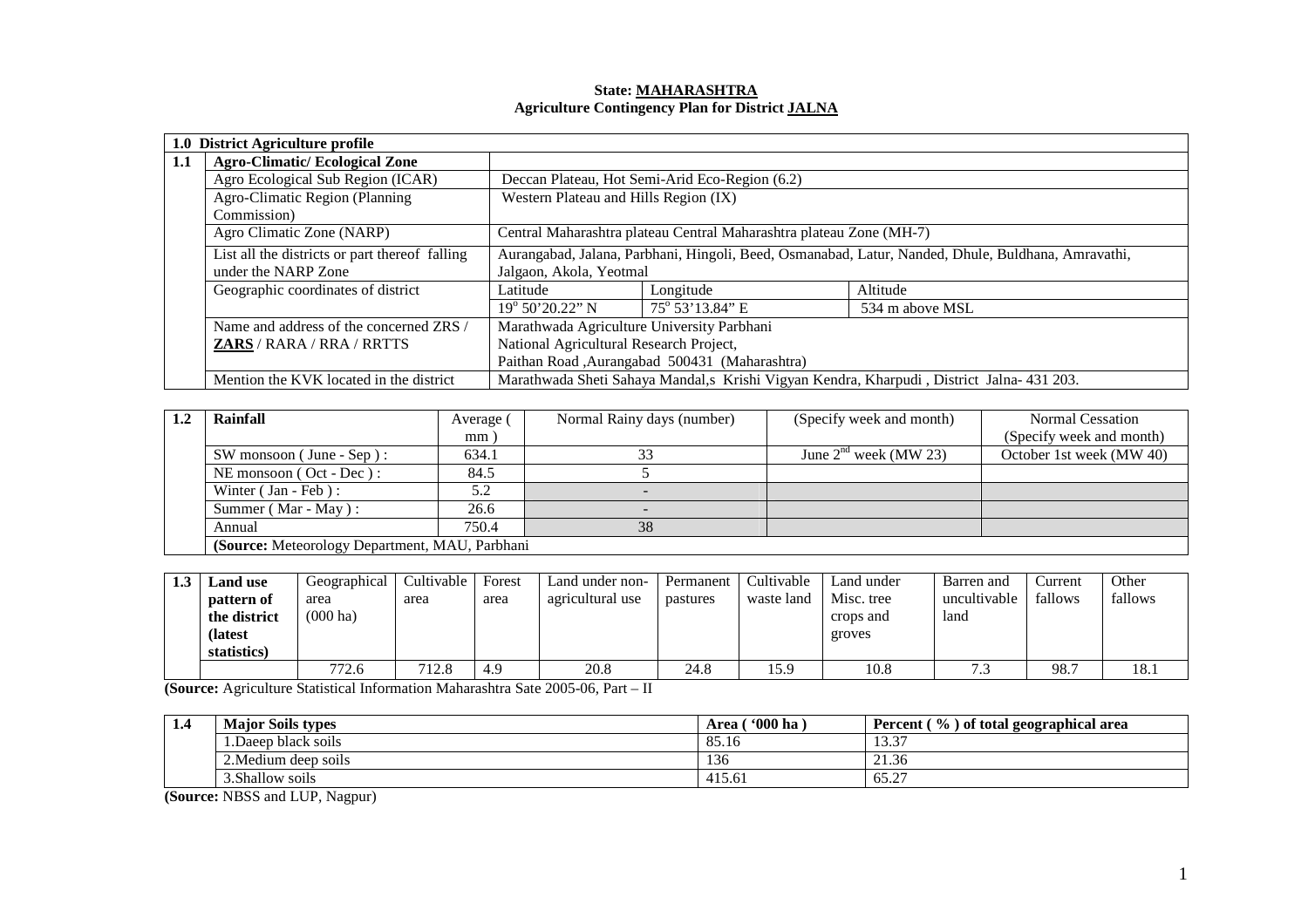**State: MAHARASHTRA**
**Agriculture Contingency Plan for District JALNA**

| **1.0 District Agriculture profile** | | | | |
|---|---|---|---|---|
| **1.1** | **Agro-Climatic/ Ecological Zone** | | | |
| | Agro Ecological Sub Region (ICAR) | Deccan Plateau, Hot Semi-Arid Eco-Region (6.2) | | |
| | Agro-Climatic Region (Planning Commission) | Western Plateau and Hills Region (IX) | | |
| | Agro Climatic Zone (NARP) | Central Maharashtra plateau Central Maharashtra plateau Zone (MH-7) | | |
| | List all the districts or part thereof falling under the NARP Zone | Aurangabad, Jalana, Parbhani, Hingoli, Beed, Osmanabad, Latur, Nanded, Dhule, Buldhana, Amravathi, Jalgaon, Akola, Yeotmal | | |
| | Geographic coordinates of district | Latitude | Longitude | Altitude |
| | | 19° 50'20.22" N | 75° 53'13.84" E | 534 m above MSL |
| | Name and address of the concerned ZRS / **ZARS** / RARA / RRA / RRTTS | Marathwada Agriculture University Parbhani<br>National Agricultural Research Project,<br>Paithan Road ,Aurangabad 500431 (Maharashtra) | | |
| | Mention the KVK located in the district | Marathwada Sheti Sahaya Mandal,s Krishi Vigyan Kendra, Kharpudi , District Jalna- 431 203. | | |

| **1.2** | **Rainfall** | Average ( mm ) | Normal Rainy days (number) | (Specify week and month) | Normal Cessation (Specify week and month) |
|---|---|---|---|---|---|
| | SW monsoon ( June - Sep ) : | 634.1 | 33 | June 2nd week (MW 23) | October 1st week (MW 40) |
| | NE monsoon ( Oct - Dec ) : | 84.5 | 5 | | |
| | Winter ( Jan - Feb ) : | 5.2 | - | | |
| | Summer ( Mar - May ) : | 26.6 | - | | |
| | Annual | 750.4 | 38 | | |
| | **(Source:** Meteorology Department, MAU, Parbhani | | | | |

| **1.3** | **Land use pattern of the district (latest statistics)** | Geographical area (000 ha) | Cultivable area | Forest area | Land under non-agricultural use | Permanent pastures | Cultivable waste land | Land under Misc. tree crops and groves | Barren and uncultivable land | Current fallows | Other fallows |
|---|---|---|---|---|---|---|---|---|---|---|---|
| | | 772.6 | 712.8 | 4.9 | 20.8 | 24.8 | 15.9 | 10.8 | 7.3 | 98.7 | 18.1 |

**(Source:** Agriculture Statistical Information Maharashtra Sate 2005-06, Part – II

| **1.4** | **Major Soils types** | **Area ( '000 ha )** | **Percent ( % ) of total geographical area** |
|---|---|---|---|
| | 1.Daeep black soils | 85.16 | 13.37 |
| | 2.Medium deep soils | 136 | 21.36 |
| | 3.Shallow soils | 415.61 | 65.27 |

**(Source:** NBSS and LUP, Nagpur)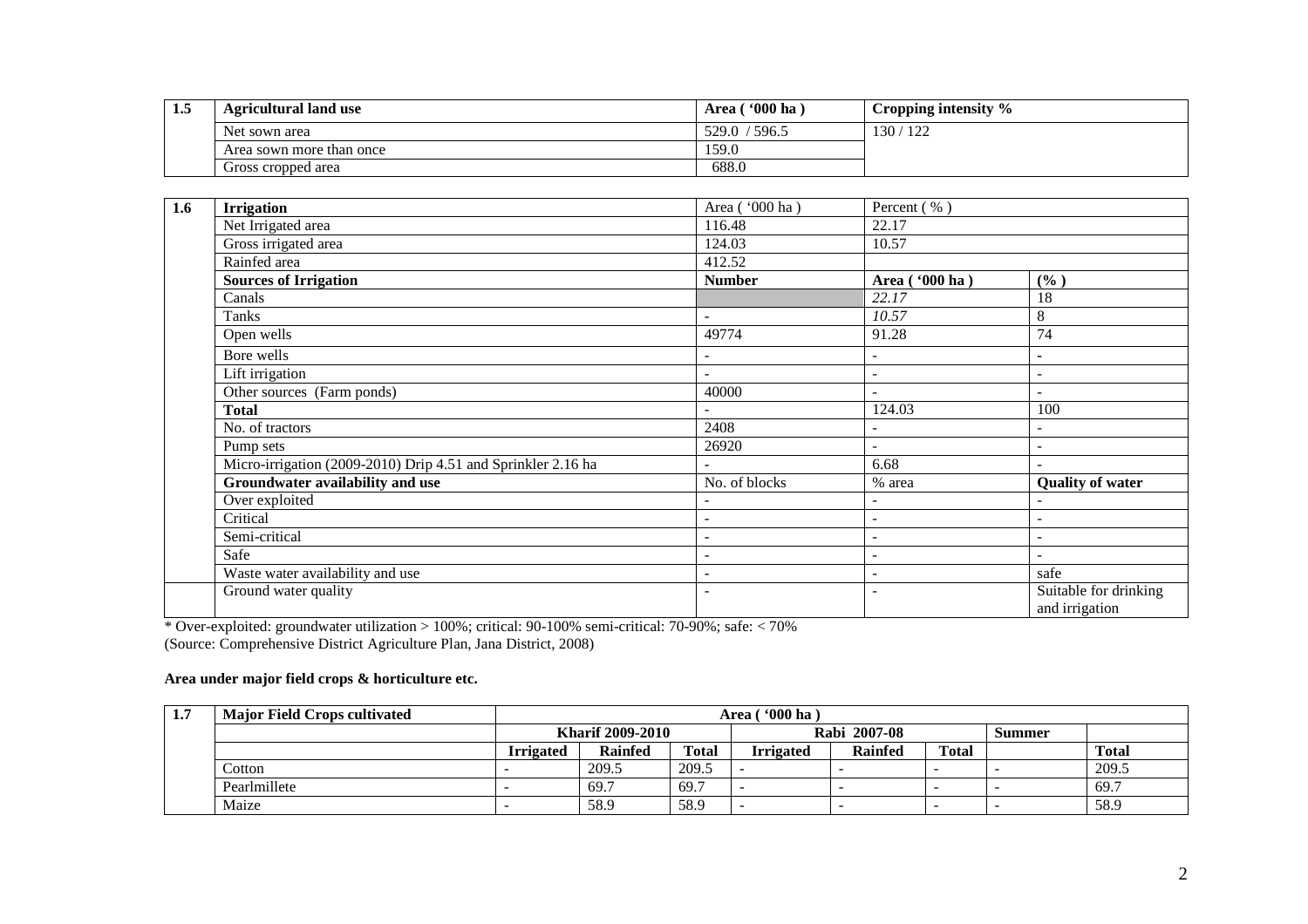| 1.5 | Agricultural land use | Area ( '000 ha ) | Cropping intensity % |
|---|---|---|---|
| | Net sown area | 529.0 / 596.5 | 130 / 122 |
| | Area sown more than once | 159.0 | |
| | Gross cropped area | 688.0 | |

| 1.6 | Irrigation | Area ( '000 ha ) | Percent ( % ) | |
|---|---|---|---|---|
| | Net Irrigated area | 116.48 | 22.17 | |
| | Gross irrigated area | 124.03 | 10.57 | |
| | Rainfed area | 412.52 | | |
| | **Sources of Irrigation** | **Number** | **Area ( '000 ha )** | **( % )** |
| | Canals | | *22.17* | 18 |
| | Tanks | - | *10.57* | 8 |
| | Open wells | 49774 | 91.28 | 74 |
| | Bore wells | - | - | - |
| | Lift irrigation | - | - | - |
| | Other sources (Farm ponds) | 40000 | - | - |
| | **Total** | - | 124.03 | 100 |
| | No. of tractors | 2408 | - | - |
| | Pump sets | 26920 | - | - |
| | Micro-irrigation (2009-2010) Drip 4.51 and Sprinkler 2.16 ha | - | 6.68 | - |
| | **Groundwater availability and use** | No. of blocks | % area | **Quality of water** |
| | Over exploited | - | - | - |
| | Critical | - | - | - |
| | Semi-critical | - | - | - |
| | Safe | - | - | - |
| | Waste water availability and use | - | - | safe |
| | Ground water quality | - | - | Suitable for drinking and irrigation |

* Over-exploited: groundwater utilization > 100%; critical: 90-100% semi-critical: 70-90%; safe: < 70%
(Source: Comprehensive District Agriculture Plan, Jana District, 2008)

**Area under major field crops & horticulture etc.**

| 1.7 | Major Field Crops cultivated | Area ( '000 ha ) | | | | | | | |
|---|---|---|---|---|---|---|---|---|---|
| | | Kharif 2009-2010 | | | Rabi 2007-08 | | | Summer | |
| | | Irrigated | Rainfed | Total | Irrigated | Rainfed | Total | | Total |
| | Cotton | - | 209.5 | 209.5 | - | - | - | - | 209.5 |
| | Pearlmillete | - | 69.7 | 69.7 | - | - | - | - | 69.7 |
| | Maize | - | 58.9 | 58.9 | - | - | - | - | 58.9 |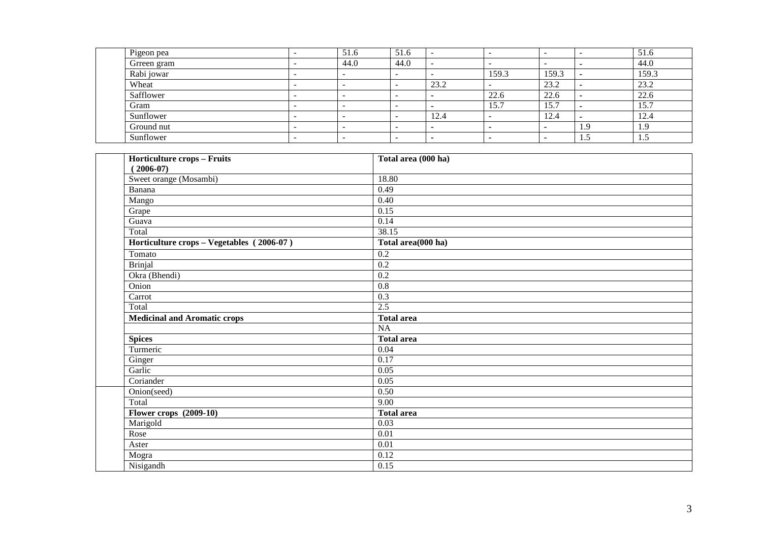| | | | | | | | | | |
|---|---|---|---|---|---|---|---|---|---|
| | Pigeon pea | - | 51.6 | 51.6 | - | - | - | - | 51.6 |
| | Grreen gram | - | 44.0 | 44.0 | - | - | - | - | 44.0 |
| | Rabi jowar | - | - | - | - | 159.3 | 159.3 | - | 159.3 |
| | Wheat | - | - | - | 23.2 | - | 23.2 | - | 23.2 |
| | Safflower | - | - | - | - | 22.6 | 22.6 | - | 22.6 |
| | Gram | - | - | - | - | 15.7 | 15.7 | - | 15.7 |
| | Sunflower | - | - | - | 12.4 | - | 12.4 | - | 12.4 |
| | Ground nut | - | - | - | - | - | - | 1.9 | 1.9 |
| | Sunflower | - | - | - | - | - | - | 1.5 | 1.5 |

| | **Horticulture crops – Fruits (2006-07)** | **Total area (000 ha)** |
|---|---|---|
| | Sweet orange (Mosambi) | 18.80 |
| | Banana | 0.49 |
| | Mango | 0.40 |
| | Grape | 0.15 |
| | Guava | 0.14 |
| | Total | 38.15 |
| | **Horticulture crops – Vegetables (2006-07)** | **Total area(000 ha)** |
| | Tomato | 0.2 |
| | Brinjal | 0.2 |
| | Okra (Bhendi) | 0.2 |
| | Onion | 0.8 |
| | Carrot | 0.3 |
| | Total | 2.5 |
| | **Medicinal and Aromatic crops** | **Total area** |
| | | NA |
| | **Spices** | **Total area** |
| | Turmeric | 0.04 |
| | Ginger | 0.17 |
| | Garlic | 0.05 |
| | Coriander | 0.05 |
| | Onion(seed) | 0.50 |
| | Total | 9.00 |
| | **Flower crops (2009-10)** | **Total area** |
| | Marigold | 0.03 |
| | Rose | 0.01 |
| | Aster | 0.01 |
| | Mogra | 0.12 |
| | Nisigandh | 0.15 |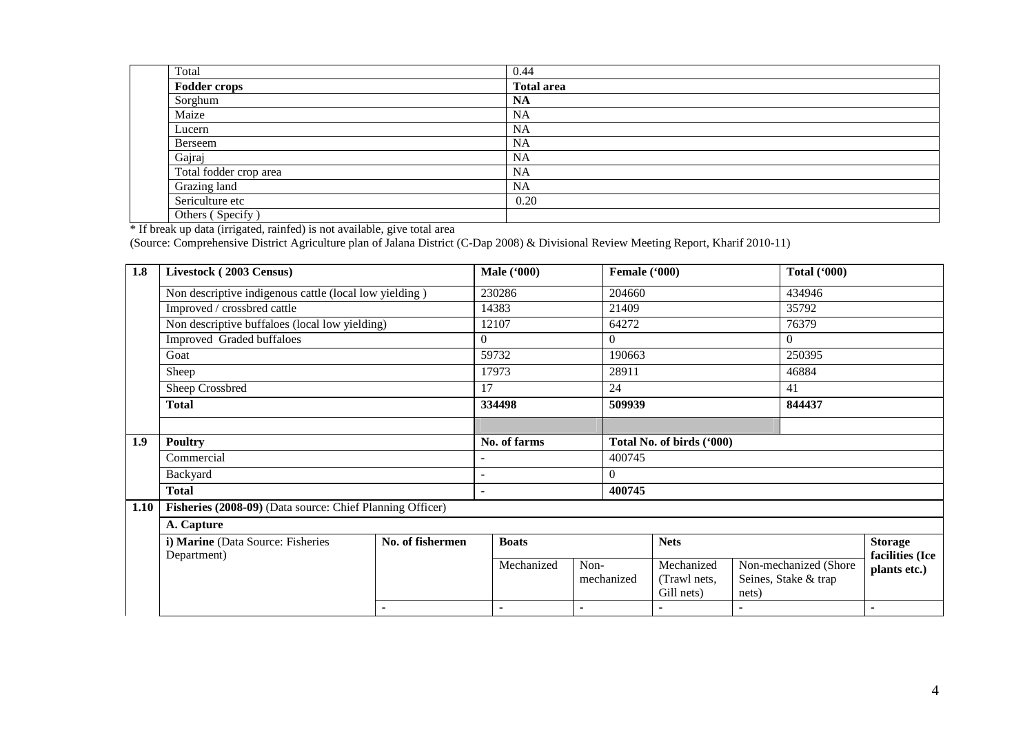| | | |
|---|---|---|
| | Total | 0.44 |
| | **Fodder crops** | **Total area** |
| | Sorghum | **NA** |
| | Maize | NA |
| | Lucern | NA |
| | Berseem | NA |
| | Gajraj | NA |
| | Total fodder crop area | NA |
| | Grazing land | NA |
| | Sericulture etc | 0.20 |
| | Others ( Specify ) | |

* If break up data (irrigated, rainfed) is not available, give total area

(Source: Comprehensive District Agriculture plan of Jalana District (C-Dap 2008) & Divisional Review Meeting Report, Kharif 2010-11)

| | | | | | | | |
|---|---|---|---|---|---|---|---|
| **1.8** | **Livestock ( 2003 Census)** | | **Male ('000)** | | **Female ('000)** | | **Total ('000)** |
| | Non descriptive indigenous cattle (local low yielding ) | | 230286 | | 204660 | | 434946 |
| | Improved / crossbred cattle | | 14383 | | 21409 | | 35792 |
| | Non descriptive buffaloes (local low yielding) | | 12107 | | 64272 | | 76379 |
| | Improved Graded buffaloes | | 0 | | 0 | | 0 |
| | Goat | | 59732 | | 190663 | | 250395 |
| | Sheep | | 17973 | | 28911 | | 46884 |
| | Sheep Crossbred | | 17 | | 24 | | 41 |
| | **Total** | | **334498** | | **509939** | | **844437** |
| | | | | | | | |
| **1.9** | **Poultry** | | **No. of farms** | | **Total No. of birds ('000)** | | |
| | Commercial | | - | | 400745 | | |
| | Backyard | | - | | 0 | | |
| | **Total** | | **-** | | **400745** | | |

| | | | | | | | |
|---|---|---|---|---|---|---|---|
| **1.10** | **Fisheries (2008-09)** (Data source: Chief Planning Officer) | | | | | | |
| | **A. Capture** | | | | | | |
| | **i) Marine** (Data Source: Fisheries Department) | **No. of fishermen** | **Boats** | | **Nets** | | **Storage facilities (Ice plants etc.)** |
| | | | Mechanized | Non-mechanized | Mechanized (Trawl nets, Gill nets) | Non-mechanized (Shore Seines, Stake & trap nets) | |
| | | - | - | - | - | - | - |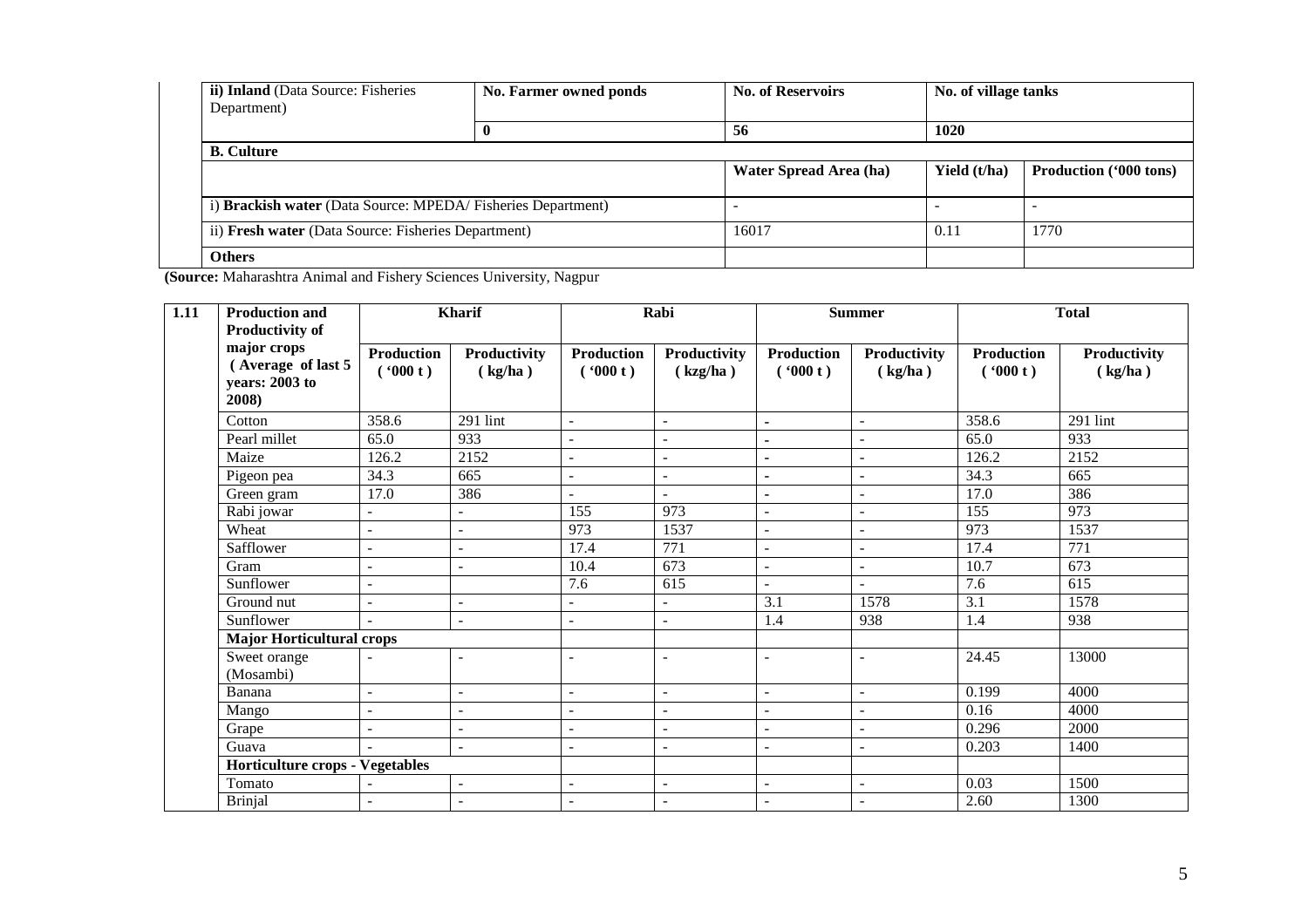| ii) **Inland** (Data Source: Fisheries Department) | No. Farmer owned ponds | No. of Reservoirs | No. of village tanks | |
|---|---|---|---|---|
| | **0** | **56** | **1020** | |
| **B. Culture** | | | | |
| | | **Water Spread Area (ha)** | **Yield (t/ha)** | **Production ('000 tons)** |
| i) **Brackish water** (Data Source: MPEDA/ Fisheries Department) | | - | - | - |
| ii) **Fresh water** (Data Source: Fisheries Department) | | 16017 | 0.11 | 1770 |
| **Others** | | | | |

**(Source:** Maharashtra Animal and Fishery Sciences University, Nagpur

| 1.11 | Production and Productivity of major crops (Average of last 5 years: 2003 to 2008) | Kharif | | Rabi | | Summer | | Total | |
|---|---|---|---|---|---|---|---|---|---|
| | | Production ('000 t) | Productivity (kg/ha) | Production ('000 t) | Productivity (kzg/ha) | Production ('000 t) | Productivity (kg/ha) | Production ('000 t) | Productivity (kg/ha) |
| | Cotton | 358.6 | 291 lint | - | - | - | - | 358.6 | 291 lint |
| | Pearl millet | 65.0 | 933 | - | - | - | - | 65.0 | 933 |
| | Maize | 126.2 | 2152 | - | - | - | - | 126.2 | 2152 |
| | Pigeon pea | 34.3 | 665 | - | - | - | - | 34.3 | 665 |
| | Green gram | 17.0 | 386 | - | - | - | - | 17.0 | 386 |
| | Rabi jowar | - | - | 155 | 973 | - | - | 155 | 973 |
| | Wheat | - | - | 973 | 1537 | - | - | 973 | 1537 |
| | Safflower | - | - | 17.4 | 771 | - | - | 17.4 | 771 |
| | Gram | - | - | 10.4 | 673 | - | - | 10.7 | 673 |
| | Sunflower | - | | 7.6 | 615 | - | - | 7.6 | 615 |
| | Ground nut | - | - | - | - | 3.1 | 1578 | 3.1 | 1578 |
| | Sunflower | - | - | - | - | 1.4 | 938 | 1.4 | 938 |
| | **Major Horticultural crops** | | | | | | | | |
| | Sweet orange (Mosambi) | - | - | - | - | - | - | 24.45 | 13000 |
| | Banana | - | - | - | - | - | - | 0.199 | 4000 |
| | Mango | - | - | - | - | - | - | 0.16 | 4000 |
| | Grape | - | - | - | - | - | - | 0.296 | 2000 |
| | Guava | - | - | - | - | - | - | 0.203 | 1400 |
| | **Horticulture crops - Vegetables** | | | | | | | | |
| | Tomato | - | - | - | - | - | - | 0.03 | 1500 |
| | Brinjal | - | - | - | - | - | - | 2.60 | 1300 |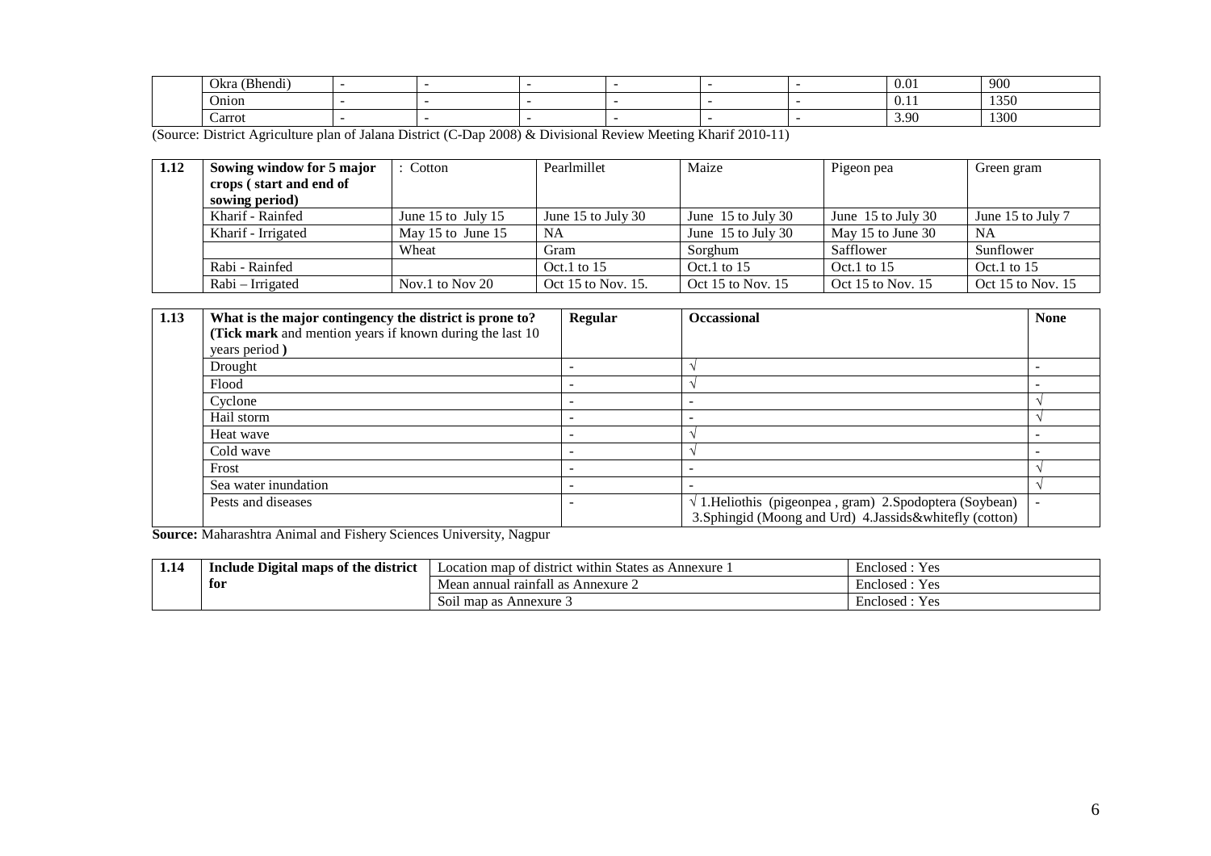| | Okra (Bhendi) | - | - | - | - | - | - | 0.01 | 900 |
|---|---|---|---|---|---|---|---|---|---|
| | Onion | - | - | - | - | - | - | 0.11 | 1350 |
| | Carrot | - | - | - | - | - | - | 3.90 | 1300 |

(Source: District Agriculture plan of Jalana District (C-Dap 2008) & Divisional Review Meeting Kharif 2010-11)

| 1.12 | Sowing window for 5 major crops ( start and end of sowing period) | : Cotton | Pearlmillet | Maize | Pigeon pea | Green gram |
|---|---|---|---|---|---|---|
| | Kharif - Rainfed | June 15 to July 15 | June 15 to July 30 | June 15 to July 30 | June 15 to July 30 | June 15 to July 7 |
| | Kharif - Irrigated | May 15 to June 15 | NA | June 15 to July 30 | May 15 to June 30 | NA |
| | | Wheat | Gram | Sorghum | Safflower | Sunflower |
| | Rabi - Rainfed | | Oct.1 to 15 | Oct.1 to 15 | Oct.1 to 15 | Oct.1 to 15 |
| | Rabi – Irrigated | Nov.1 to Nov 20 | Oct 15 to Nov. 15. | Oct 15 to Nov. 15 | Oct 15 to Nov. 15 | Oct 15 to Nov. 15 |

| 1.13 | What is the major contingency the district is prone to? (**Tick mark** and mention years if known during the last 10 years period **)** | Regular | Occassional | None |
|---|---|---|---|---|
| | Drought | - | √ | - |
| | Flood | - | √ | - |
| | Cyclone | - | - | √ |
| | Hail storm | - | - | √ |
| | Heat wave | - | √ | - |
| | Cold wave | - | √ | - |
| | Frost | - | - | √ |
| | Sea water inundation | - | - | √ |
| | Pests and diseases | - | √ 1.Heliothis (pigeonpea , gram) 2.Spodoptera (Soybean) 3.Sphingid (Moong and Urd) 4.Jassids&whitefly (cotton) | - |

**Source:** Maharashtra Animal and Fishery Sciences University, Nagpur

| 1.14 | Include Digital maps of the district for | Location map of district within States as Annexure 1 | Enclosed : Yes |
|---|---|---|---|
| | | Mean annual rainfall as Annexure 2 | Enclosed : Yes |
| | | Soil map as Annexure 3 | Enclosed : Yes |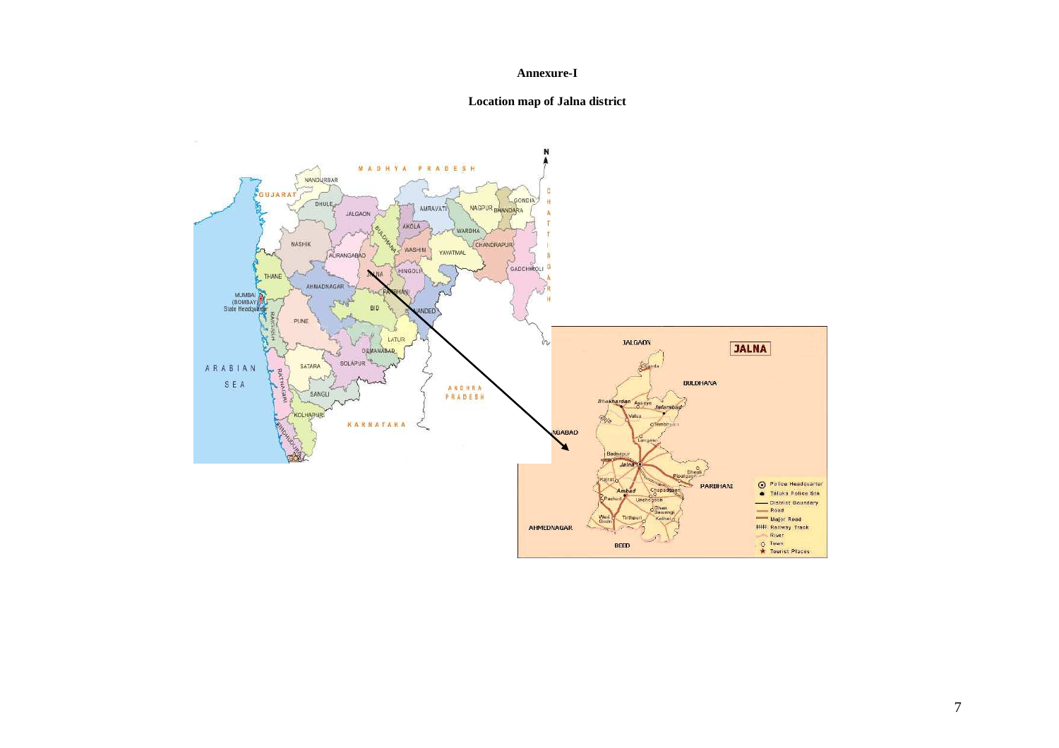**Annexure-I**

**Location map of Jalna district**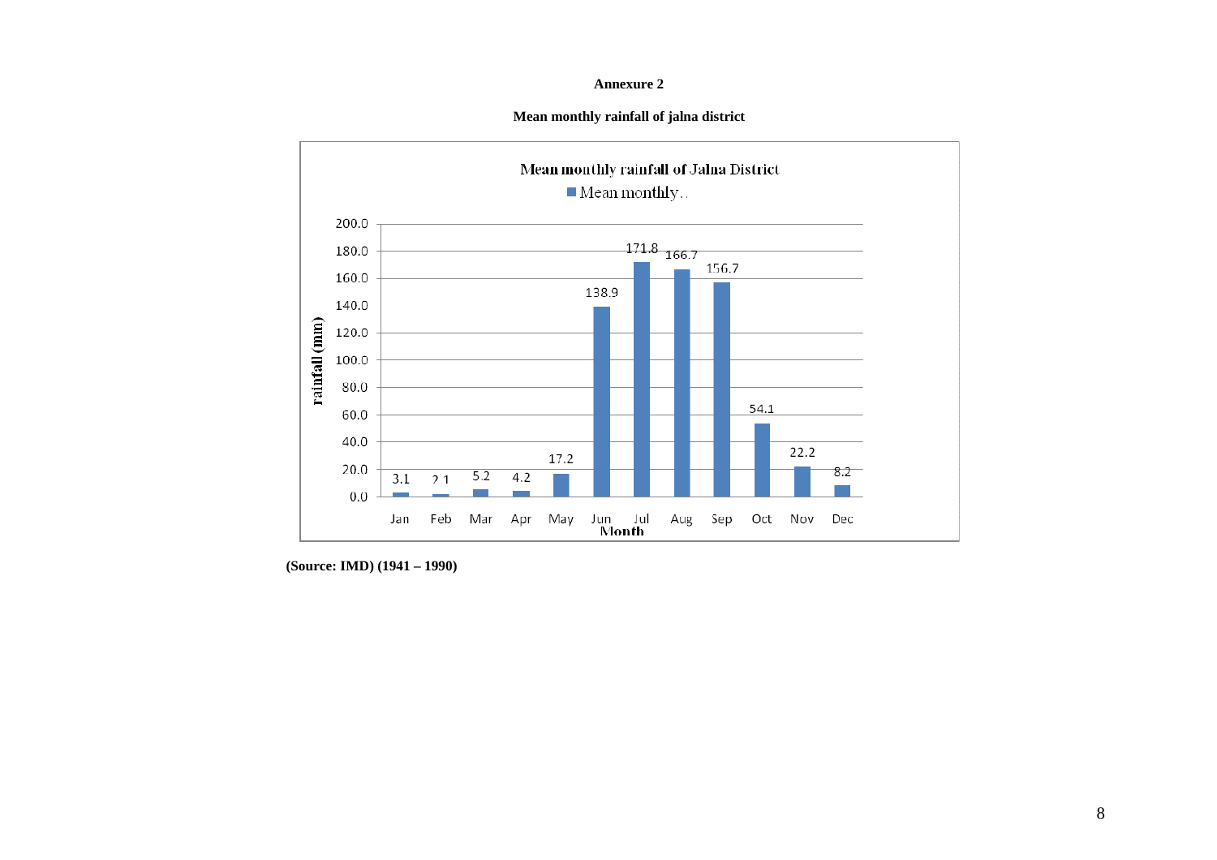**Annexure 2**

**Mean monthly rainfall of jalna district**

Mean monthly rainfall of Jalna District

| Month | Jan | Feb | Mar | Apr | May | Jun | Jul | Aug | Sep | Oct | Nov | Dec |
|---|---|---|---|---|---|---|---|---|---|---|---|---|
| rainfall (mm) | 3.1 | 2.1 | 5.2 | 4.2 | 17.2 | 138.9 | 171.8 | 166.7 | 156.7 | 54.1 | 22.2 | 8.2 |

**(Source: IMD) (1941 – 1990)**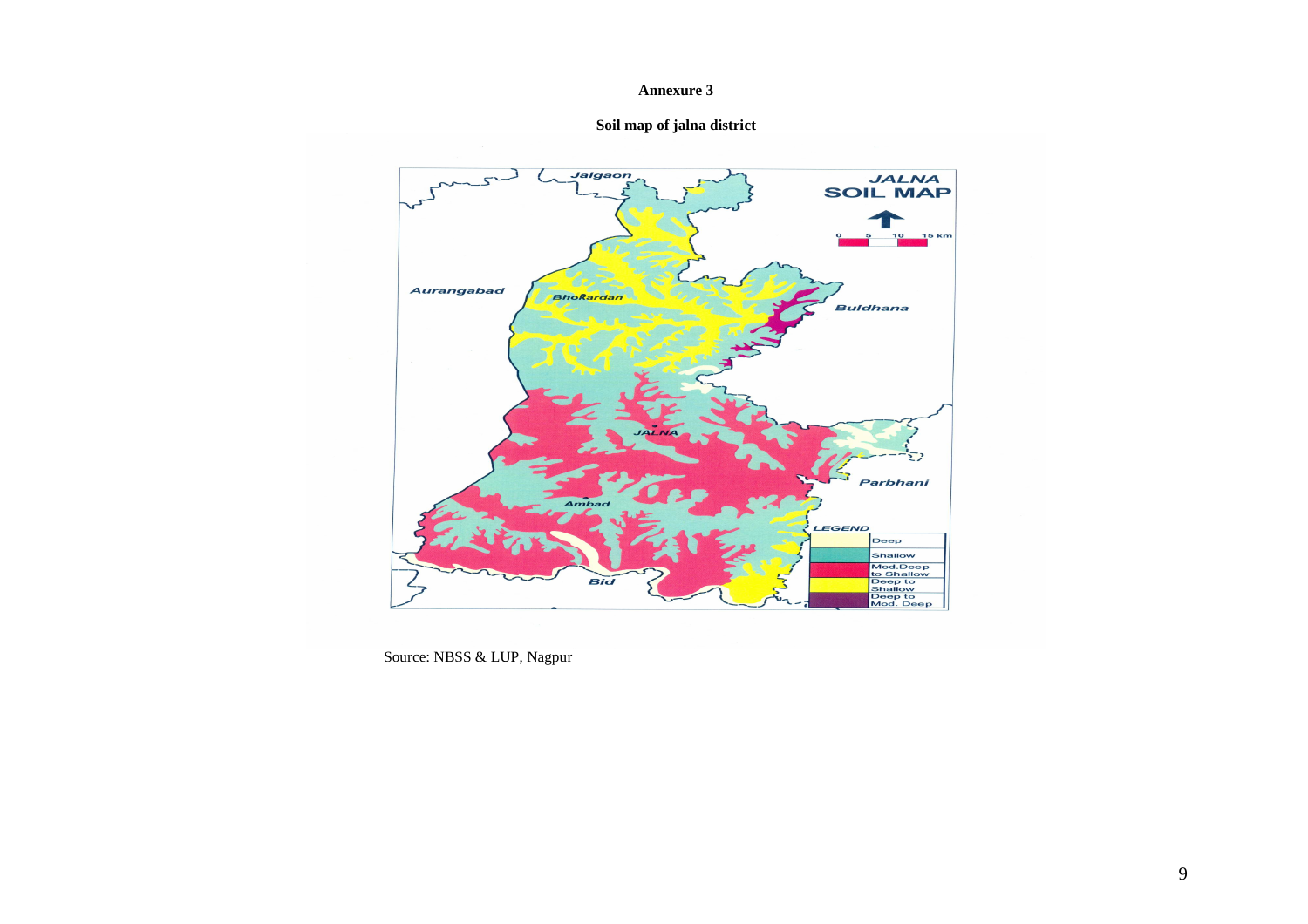**Annexure 3**

**Soil map of jalna district**

Source: NBSS & LUP, Nagpur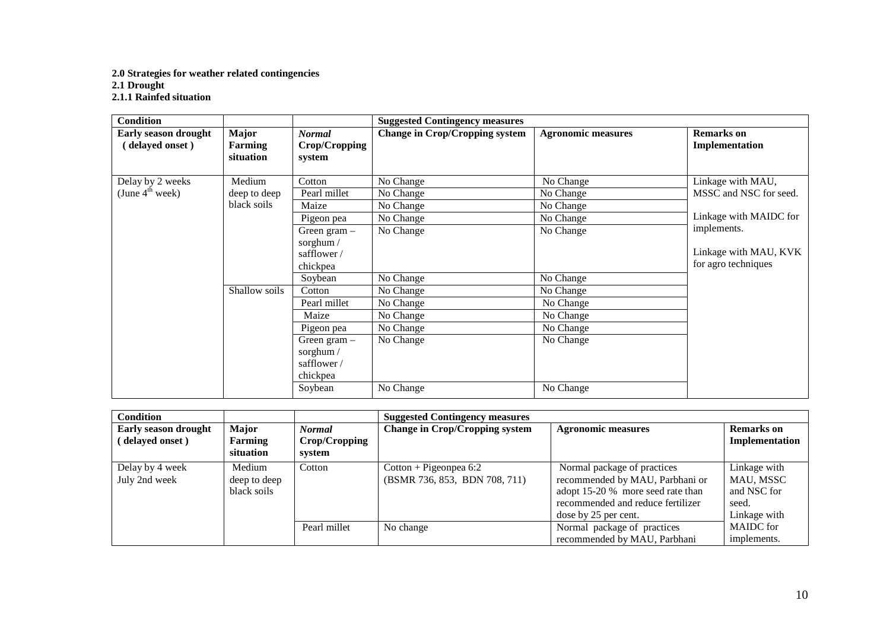**2.0 Strategies for weather related contingencies**

**2.1 Drought**

**2.1.1 Rainfed situation**

| Condition | | | Suggested Contingency measures | | |
|---|---|---|---|---|---|
| **Early season drought (delayed onset)** | **Major Farming situation** | ***Normal* Crop/Cropping system** | **Change in Crop/Cropping system** | **Agronomic measures** | **Remarks on Implementation** |
| Delay by 2 weeks (June 4th week) | Medium deep to deep black soils | Cotton | No Change | No Change | Linkage with MAU, MSSC and NSC for seed. Linkage with MAIDC for implements. Linkage with MAU, KVK for agro techniques |
| | | Pearl millet | No Change | No Change | |
| | | Maize | No Change | No Change | |
| | | Pigeon pea | No Change | No Change | |
| | | Green gram – sorghum / safflower / chickpea | No Change | No Change | |
| | | Soybean | No Change | No Change | |
| | Shallow soils | Cotton | No Change | No Change | |
| | | Pearl millet | No Change | No Change | |
| | | Maize | No Change | No Change | |
| | | Pigeon pea | No Change | No Change | |
| | | Green gram – sorghum / safflower / chickpea | No Change | No Change | |
| | | Soybean | No Change | No Change | |

| Condition | | | Suggested Contingency measures | | |
|---|---|---|---|---|---|
| **Early season drought (delayed onset)** | **Major Farming situation** | ***Normal* Crop/Cropping system** | **Change in Crop/Cropping system** | **Agronomic measures** | **Remarks on Implementation** |
| Delay by 4 week July 2nd week | Medium deep to deep black soils | Cotton | Cotton + Pigeonpea 6:2 (BSMR 736, 853, BDN 708, 711) | Normal package of practices recommended by MAU, Parbhani or adopt 15-20 % more seed rate than recommended and reduce fertilizer dose by 25 per cent. | Linkage with MAU, MSSC and NSC for seed. Linkage with MAIDC for implements. |
| | | Pearl millet | No change | Normal package of practices recommended by MAU, Parbhani | |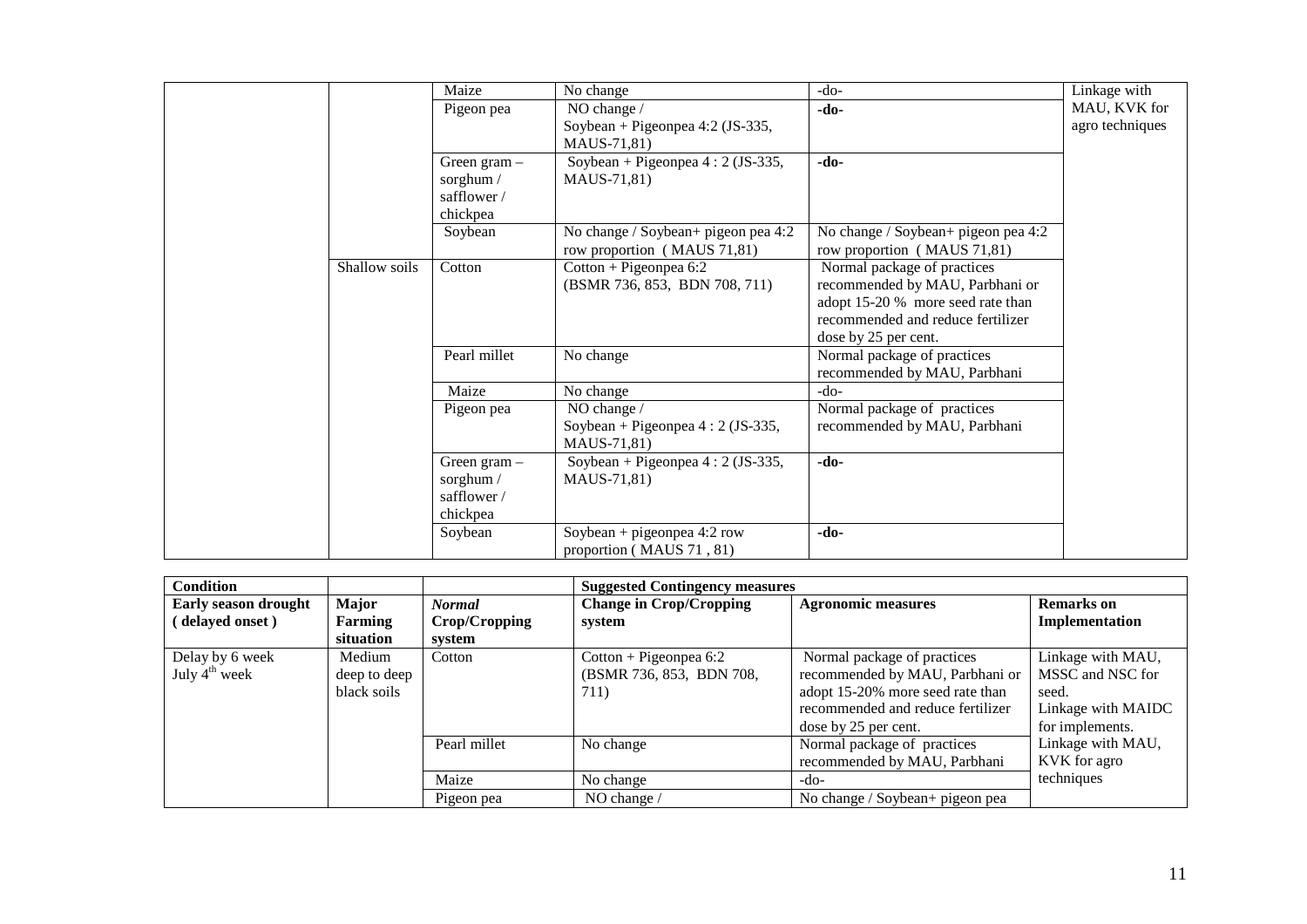| | | | | | |
|---|---|---|---|---|---|
| | | Maize | No change | -do- | Linkage with MAU, KVK for agro techniques |
| | | Pigeon pea | NO change / Soybean + Pigeonpea 4:2 (JS-335, MAUS-71,81) | **-do-** | |
| | | Green gram – sorghum / safflower / chickpea | Soybean + Pigeonpea 4 : 2 (JS-335, MAUS-71,81) | **-do-** | |
| | | Soybean | No change / Soybean+ pigeon pea 4:2 row proportion ( MAUS 71,81) | No change / Soybean+ pigeon pea 4:2 row proportion ( MAUS 71,81) | |
| | Shallow soils | Cotton | Cotton + Pigeonpea 6:2 (BSMR 736, 853, BDN 708, 711) | Normal package of practices recommended by MAU, Parbhani or adopt 15-20 % more seed rate than recommended and reduce fertilizer dose by 25 per cent. | |
| | | Pearl millet | No change | Normal package of practices recommended by MAU, Parbhani | |
| | | Maize | No change | -do- | |
| | | Pigeon pea | NO change / Soybean + Pigeonpea 4 : 2 (JS-335, MAUS-71,81) | Normal package of practices recommended by MAU, Parbhani | |
| | | Green gram – sorghum / safflower / chickpea | Soybean + Pigeonpea 4 : 2 (JS-335, MAUS-71,81) | **-do-** | |
| | | Soybean | Soybean + pigeonpea 4:2 row proportion ( MAUS 71 , 81) | **-do-** | |

| **Condition** | | | **Suggested Contingency measures** | | |
|---|---|---|---|---|---|
| **Early season drought ( delayed onset )** | **Major Farming situation** | ***Normal* Crop/Cropping system** | **Change in Crop/Cropping system** | **Agronomic measures** | **Remarks on Implementation** |
| Delay by 6 week July 4th week | Medium deep to deep black soils | Cotton | Cotton + Pigeonpea 6:2 (BSMR 736, 853, BDN 708, 711) | Normal package of practices recommended by MAU, Parbhani or adopt 15-20% more seed rate than recommended and reduce fertilizer dose by 25 per cent. | Linkage with MAU, MSSC and NSC for seed. Linkage with MAIDC for implements. Linkage with MAU, KVK for agro techniques |
| | | Pearl millet | No change | Normal package of practices recommended by MAU, Parbhani | |
| | | Maize | No change | -do- | |
| | | Pigeon pea | NO change / | No change / Soybean+ pigeon pea | |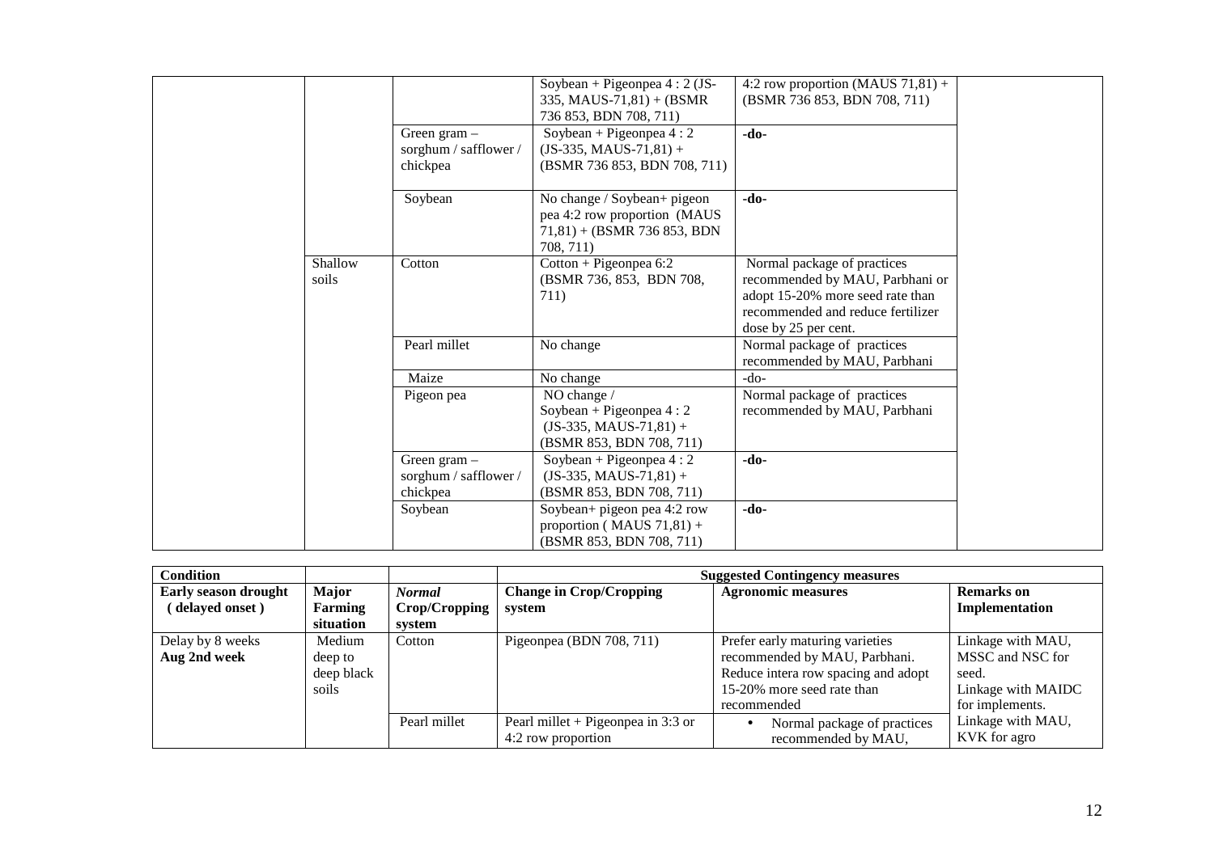| | | | | | |
|---|---|---|---|---|---|
| | | | Soybean + Pigeonpea 4 : 2 (JS-335, MAUS-71,81) + (BSMR 736 853, BDN 708, 711) | 4:2 row proportion (MAUS 71,81) + (BSMR 736 853, BDN 708, 711) | |
| | | Green gram – sorghum / safflower / chickpea | Soybean + Pigeonpea 4 : 2 (JS-335, MAUS-71,81) + (BSMR 736 853, BDN 708, 711) | **-do-** | |
| | | Soybean | No change / Soybean+ pigeon pea 4:2 row proportion (MAUS 71,81) + (BSMR 736 853, BDN 708, 711) | **-do-** | |
| | Shallow soils | Cotton | Cotton + Pigeonpea 6:2 (BSMR 736, 853, BDN 708, 711) | Normal package of practices recommended by MAU, Parbhani or adopt 15-20% more seed rate than recommended and reduce fertilizer dose by 25 per cent. | |
| | | Pearl millet | No change | Normal package of practices recommended by MAU, Parbhani | |
| | | Maize | No change | -do- | |
| | | Pigeon pea | NO change / Soybean + Pigeonpea 4 : 2 (JS-335, MAUS-71,81) + (BSMR 853, BDN 708, 711) | Normal package of practices recommended by MAU, Parbhani | |
| | | Green gram – sorghum / safflower / chickpea | Soybean + Pigeonpea 4 : 2 (JS-335, MAUS-71,81) + (BSMR 853, BDN 708, 711) | **-do-** | |
| | | Soybean | Soybean+ pigeon pea 4:2 row proportion ( MAUS 71,81) + (BSMR 853, BDN 708, 711) | **-do-** | |

| **Condition** | | | **Suggested Contingency measures** | | |
|---|---|---|---|---|---|
| **Early season drought ( delayed onset )** | **Major Farming situation** | ***Normal* Crop/Cropping system** | **Change in Crop/Cropping system** | **Agronomic measures** | **Remarks on Implementation** |
| Delay by 8 weeks **Aug 2nd week** | Medium deep to deep black soils | Cotton | Pigeonpea (BDN 708, 711) | Prefer early maturing varieties recommended by MAU, Parbhani. Reduce intera row spacing and adopt 15-20% more seed rate than recommended | Linkage with MAU, MSSC and NSC for seed. Linkage with MAIDC for implements. |
| | | Pearl millet | Pearl millet + Pigeonpea in 3:3 or 4:2 row proportion | • Normal package of practices recommended by MAU, | Linkage with MAU, KVK for agro |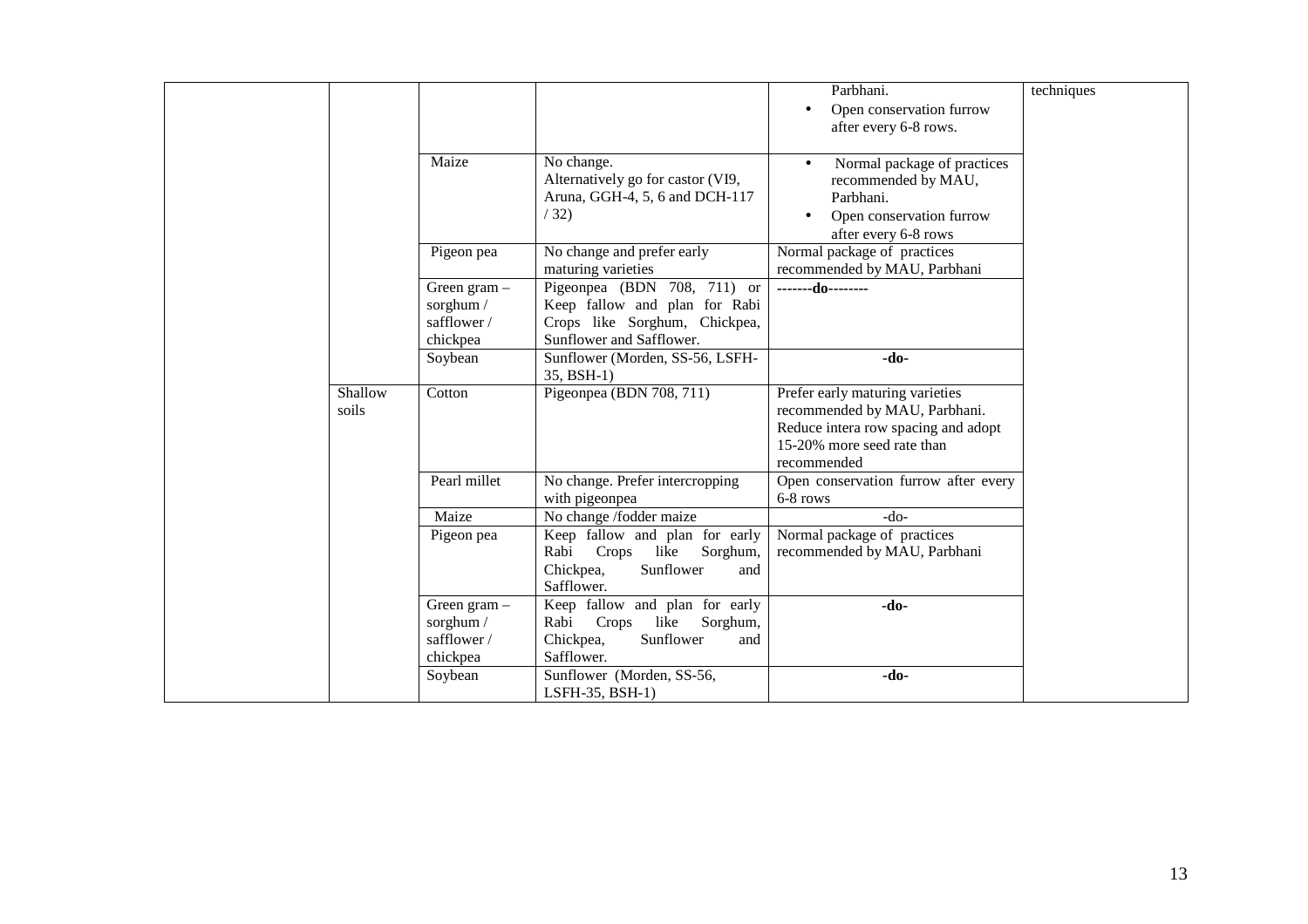| | | | | | |
|---|---|---|---|---|---|
| | | | | Parbhani.<br>• Open conservation furrow after every 6-8 rows. | techniques |
| | | Maize | No change.<br>Alternatively go for castor (VI9, Aruna, GGH-4, 5, 6 and DCH-117 / 32) | • Normal package of practices recommended by MAU, Parbhani.<br>• Open conservation furrow after every 6-8 rows | |
| | | Pigeon pea | No change and prefer early maturing varieties | Normal package of practices recommended by MAU, Parbhani | |
| | | Green gram – sorghum / safflower / chickpea | Pigeonpea (BDN 708, 711) or Keep fallow and plan for Rabi Crops like Sorghum, Chickpea, Sunflower and Safflower. | -------do-------- | |
| | | Soybean | Sunflower (Morden, SS-56, LSFH-35, BSH-1) | -do- | |
| | Shallow soils | Cotton | Pigeonpea (BDN 708, 711) | Prefer early maturing varieties recommended by MAU, Parbhani. Reduce intera row spacing and adopt 15-20% more seed rate than recommended | |
| | | Pearl millet | No change. Prefer intercropping with pigeonpea | Open conservation furrow after every 6-8 rows | |
| | | Maize | No change /fodder maize | -do- | |
| | | Pigeon pea | Keep fallow and plan for early Rabi Crops like Sorghum, Chickpea, Sunflower and Safflower. | Normal package of practices recommended by MAU, Parbhani | |
| | | Green gram – sorghum / safflower / chickpea | Keep fallow and plan for early Rabi Crops like Sorghum, Chickpea, Sunflower and Safflower. | -do- | |
| | | Soybean | Sunflower (Morden, SS-56, LSFH-35, BSH-1) | -do- | |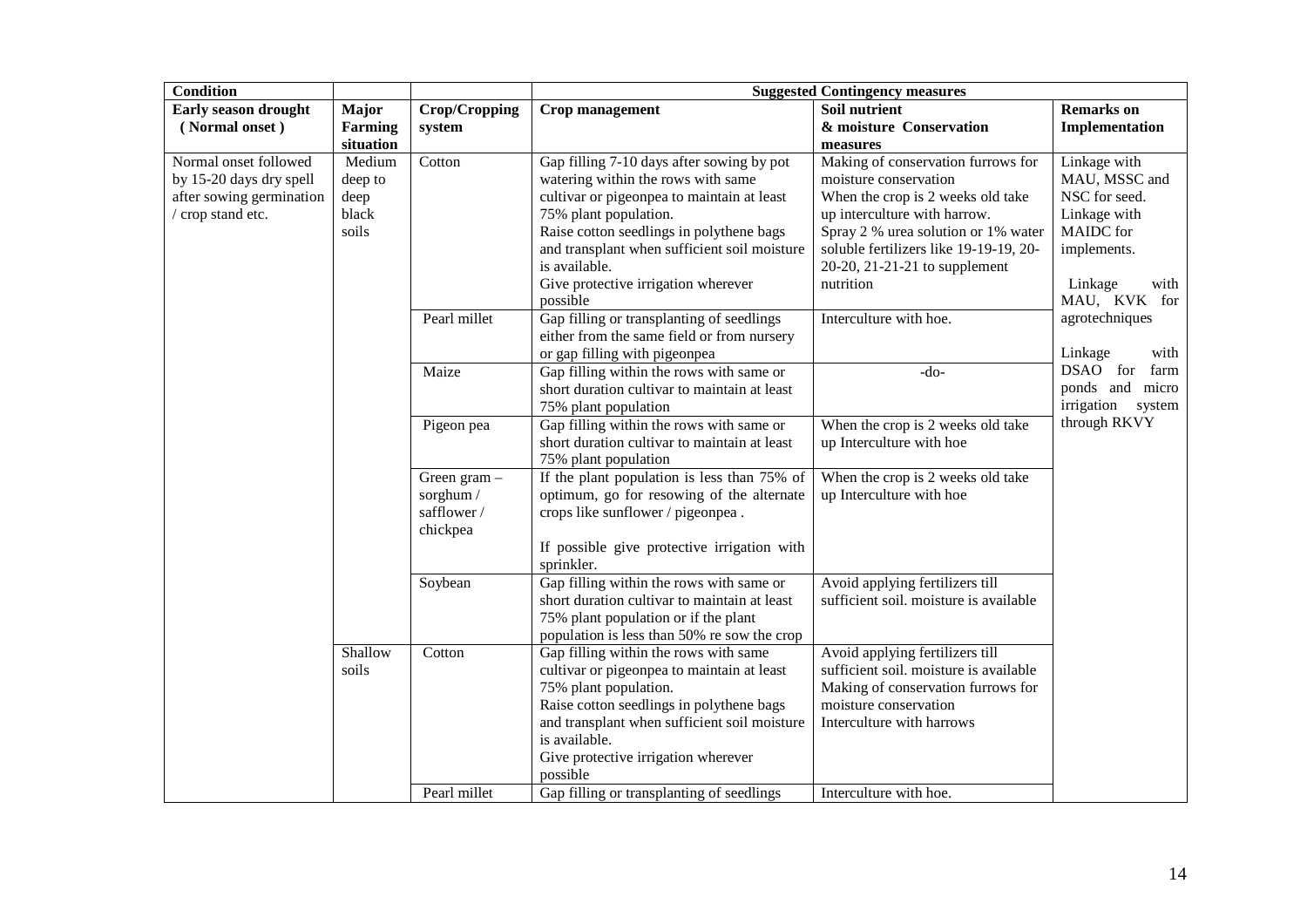| Condition | | | Suggested Contingency measures | | |
|---|---|---|---|---|---|
| **Early season drought (Normal onset )** | **Major Farming situation** | **Crop/Cropping system** | **Crop management** | **Soil nutrient & moisture Conservation measures** | **Remarks on Implementation** |
| Normal onset followed by 15-20 days dry spell after sowing germination / crop stand etc. | Medium deep to deep black soils | Cotton | Gap filling 7-10 days after sowing by pot watering within the rows with same cultivar or pigeonpea to maintain at least 75% plant population. Raise cotton seedlings in polythene bags and transplant when sufficient soil moisture is available. Give protective irrigation wherever possible | Making of conservation furrows for moisture conservation When the crop is 2 weeks old take up interculture with harrow. Spray 2 % urea solution or 1% water soluble fertilizers like 19-19-19, 20-20-20, 21-21-21 to supplement nutrition | Linkage with MAU, MSSC and NSC for seed. Linkage with MAIDC for implements. Linkage with MAU, KVK for agrotechniques Linkage with DSAO for farm ponds and micro irrigation system through RKVY |
| | | Pearl millet | Gap filling or transplanting of seedlings either from the same field or from nursery or gap filling with pigeonpea | Interculture with hoe. | |
| | | Maize | Gap filling within the rows with same or short duration cultivar to maintain at least 75% plant population | -do- | |
| | | Pigeon pea | Gap filling within the rows with same or short duration cultivar to maintain at least 75% plant population | When the crop is 2 weeks old take up Interculture with hoe | |
| | | Green gram – sorghum / safflower / chickpea | If the plant population is less than 75% of optimum, go for resowing of the alternate crops like sunflower / pigeonpea . If possible give protective irrigation with sprinkler. | When the crop is 2 weeks old take up Interculture with hoe | |
| | | Soybean | Gap filling within the rows with same or short duration cultivar to maintain at least 75% plant population or if the plant population is less than 50% re sow the crop | Avoid applying fertilizers till sufficient soil. moisture is available | |
| | Shallow soils | Cotton | Gap filling within the rows with same cultivar or pigeonpea to maintain at least 75% plant population. Raise cotton seedlings in polythene bags and transplant when sufficient soil moisture is available. Give protective irrigation wherever possible | Avoid applying fertilizers till sufficient soil. moisture is available Making of conservation furrows for moisture conservation Interculture with harrows | |
| | | Pearl millet | Gap filling or transplanting of seedlings | Interculture with hoe. | |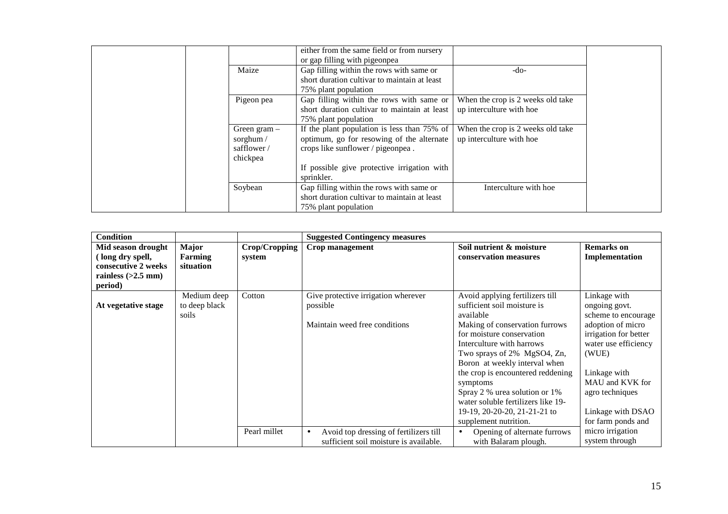| | | | | | |
|---|---|---|---|---|---|
| | | | either from the same field or from nursery or gap filling with pigeonpea | | |
| | | Maize | Gap filling within the rows with same or short duration cultivar to maintain at least 75% plant population | -do- | |
| | | Pigeon pea | Gap filling within the rows with same or short duration cultivar to maintain at least 75% plant population | When the crop is 2 weeks old take up interculture with hoe | |
| | | Green gram – sorghum / safflower / chickpea | If the plant population is less than 75% of optimum, go for resowing of the alternate crops like sunflower / pigeonpea .<br><br>If possible give protective irrigation with sprinkler. | When the crop is 2 weeks old take up interculture with hoe | |
| | | Soybean | Gap filling within the rows with same or short duration cultivar to maintain at least 75% plant population | Interculture with hoe | |

| **Condition** | | | **Suggested Contingency measures** | | |
|---|---|---|---|---|---|
| **Mid season drought ( long dry spell, consecutive 2 weeks rainless (>2.5 mm) period)** | **Major Farming situation** | **Crop/Cropping system** | **Crop management** | **Soil nutrient & moisture conservation measures** | **Remarks on Implementation** |
| **At vegetative stage** | Medium deep to deep black soils | Cotton | Give protective irrigation wherever possible<br><br>Maintain weed free conditions | Avoid applying fertilizers till sufficient soil moisture is available<br>Making of conservation furrows for moisture conservation<br>Interculture with harrows<br>Two sprays of 2% $MgSO_4$, Zn, Boron at weekly interval when the crop is encountered reddening symptoms<br>Spray 2 % urea solution or 1% water soluble fertilizers like 19-19-19, 20-20-20, 21-21-21 to supplement nutrition. | Linkage with ongoing govt. scheme to encourage adoption of micro irrigation for better water use efficiency (WUE)<br><br>Linkage with MAU and KVK for agro techniques<br><br>Linkage with DSAO for farm ponds and micro irrigation system through |
| | | Pearl millet | • Avoid top dressing of fertilizers till sufficient soil moisture is available. | • Opening of alternate furrows with Balaram plough. | |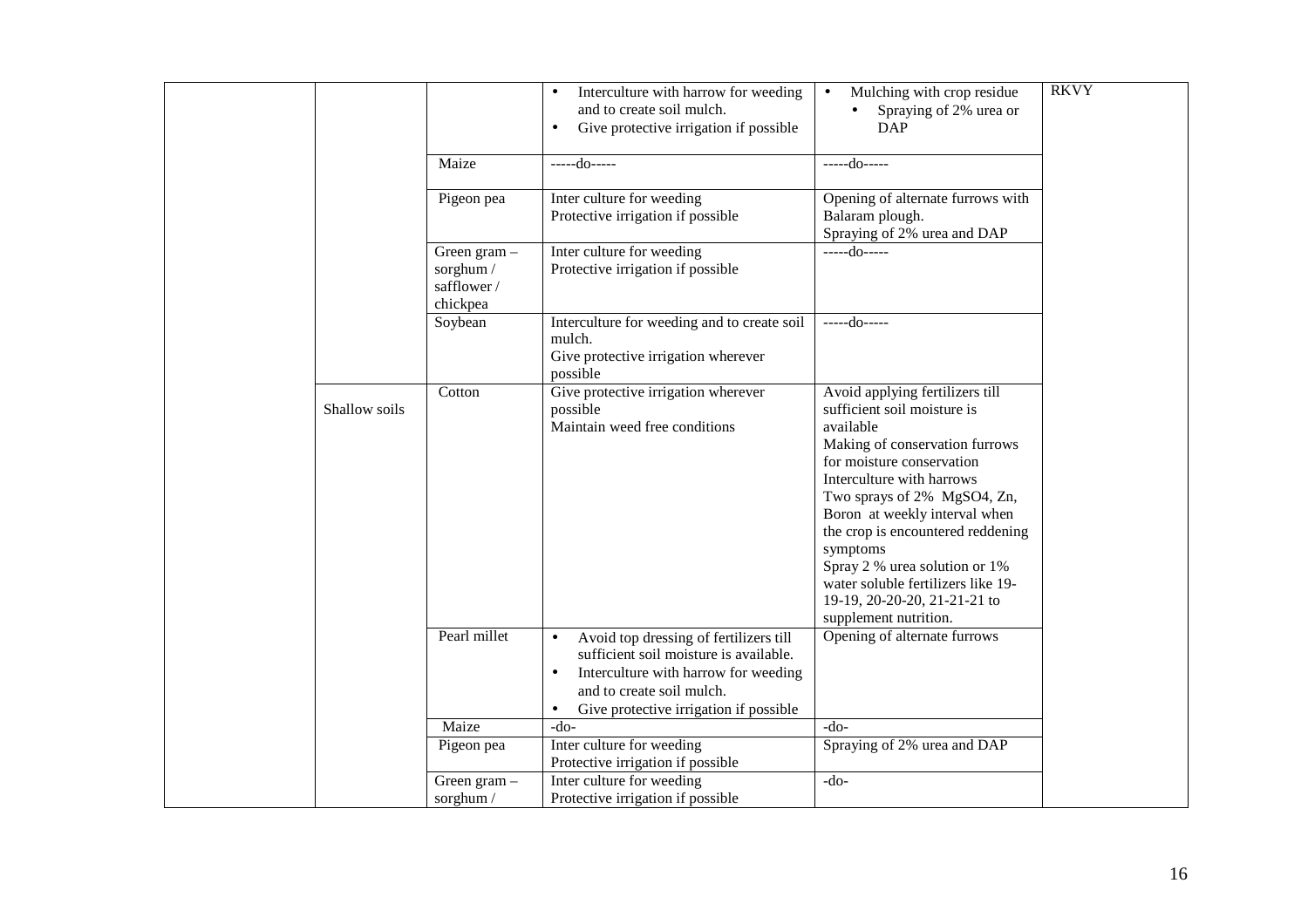| | | | | | |
|---|---|---|---|---|---|
| | | | • Interculture with harrow for weeding and to create soil mulch.<br>• Give protective irrigation if possible | • Mulching with crop residue<br>• Spraying of 2% urea or DAP | RKVY |
| | | Maize | -----do----- | -----do----- | |
| | | Pigeon pea | Inter culture for weeding<br>Protective irrigation if possible | Opening of alternate furrows with Balaram plough.<br>Spraying of 2% urea and DAP | |
| | | Green gram – sorghum / safflower / chickpea | Inter culture for weeding<br>Protective irrigation if possible | -----do----- | |
| | | Soybean | Interculture for weeding and to create soil mulch.<br>Give protective irrigation wherever possible | -----do----- | |
| | Shallow soils | Cotton | Give protective irrigation wherever possible<br>Maintain weed free conditions | Avoid applying fertilizers till sufficient soil moisture is available<br>Making of conservation furrows for moisture conservation<br>Interculture with harrows<br>Two sprays of 2% MgSO4, Zn, Boron at weekly interval when the crop is encountered reddening symptoms<br>Spray 2 % urea solution or 1% water soluble fertilizers like 19-19-19, 20-20-20, 21-21-21 to supplement nutrition. | |
| | | Pearl millet | • Avoid top dressing of fertilizers till sufficient soil moisture is available.<br>• Interculture with harrow for weeding and to create soil mulch.<br>• Give protective irrigation if possible | Opening of alternate furrows | |
| | | Maize | -do- | -do- | |
| | | Pigeon pea | Inter culture for weeding<br>Protective irrigation if possible | Spraying of 2% urea and DAP | |
| | | Green gram – sorghum / | Inter culture for weeding<br>Protective irrigation if possible | -do- | |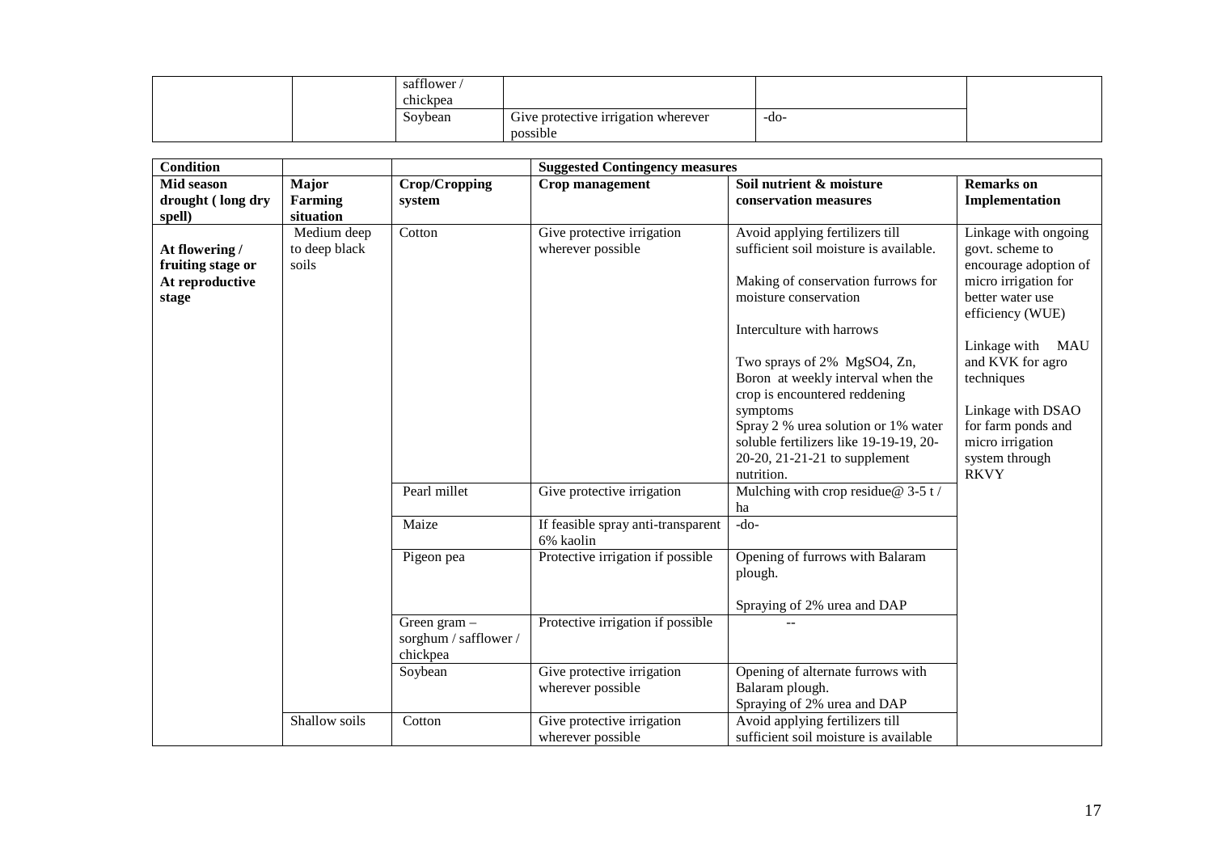| | | safflower / chickpea | | | |
|---|---|---|---|---|---|
| | | Soybean | Give protective irrigation wherever possible | -do- | |

| **Condition** | | | **Suggested Contingency measures** | | |
|---|---|---|---|---|---|
| **Mid season drought ( long dry spell)** | **Major Farming situation** | **Crop/Cropping system** | **Crop management** | **Soil nutrient & moisture conservation measures** | **Remarks on Implementation** |
| **At flowering / fruiting stage or At reproductive stage** | Medium deep to deep black soils | Cotton | Give protective irrigation wherever possible | Avoid applying fertilizers till sufficient soil moisture is available.<br><br>Making of conservation furrows for moisture conservation<br><br>Interculture with harrows<br><br>Two sprays of 2% $MgSO_4$, Zn, Boron at weekly interval when the crop is encountered reddening symptoms<br>Spray 2 % urea solution or 1% water soluble fertilizers like 19-19-19, 20-20-20, 21-21-21 to supplement nutrition. | Linkage with ongoing govt. scheme to encourage adoption of micro irrigation for better water use efficiency (WUE)<br><br>Linkage with MAU and KVK for agro techniques<br><br>Linkage with DSAO for farm ponds and micro irrigation system through RKVY |
| | | Pearl millet | Give protective irrigation | Mulching with crop residue@ 3-5 t / ha | |
| | | Maize | If feasible spray anti-transparent 6% kaolin | -do- | |
| | | Pigeon pea | Protective irrigation if possible | Opening of furrows with Balaram plough.<br><br>Spraying of 2% urea and DAP | |
| | | Green gram – sorghum / safflower / chickpea | Protective irrigation if possible | -- | |
| | | Soybean | Give protective irrigation wherever possible | Opening of alternate furrows with Balaram plough.<br>Spraying of 2% urea and DAP | |
| | Shallow soils | Cotton | Give protective irrigation wherever possible | Avoid applying fertilizers till sufficient soil moisture is available | |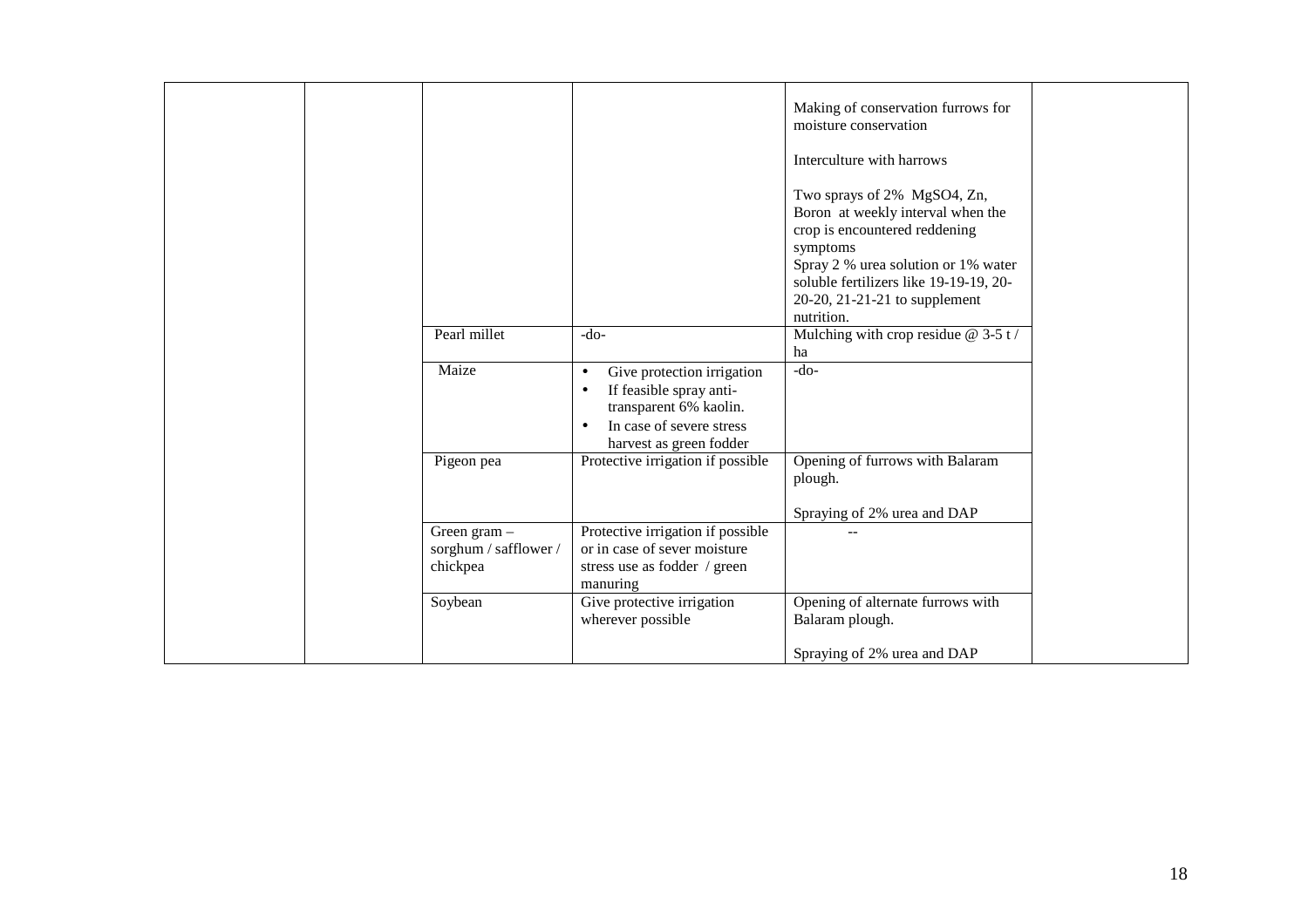| | | | | | |
|---|---|---|---|---|---|
| | | | | Making of conservation furrows for moisture conservation<br><br>Interculture with harrows<br><br>Two sprays of 2% $MgSO_4$, Zn, Boron at weekly interval when the crop is encountered reddening symptoms<br>Spray 2 % urea solution or 1% water soluble fertilizers like 19-19-19, 20-20-20, 21-21-21 to supplement nutrition. | |
| | | Pearl millet | -do- | Mulching with crop residue @ 3-5 t / ha | |
| | | Maize | • Give protection irrigation<br>• If feasible spray anti-transparent 6% kaolin.<br>• In case of severe stress harvest as green fodder | -do- | |
| | | Pigeon pea | Protective irrigation if possible | Opening of furrows with Balaram plough.<br><br>Spraying of 2% urea and DAP | |
| | | Green gram – sorghum / safflower / chickpea | Protective irrigation if possible or in case of sever moisture stress use as fodder / green manuring | -- | |
| | | Soybean | Give protective irrigation wherever possible | Opening of alternate furrows with Balaram plough.<br><br>Spraying of 2% urea and DAP | |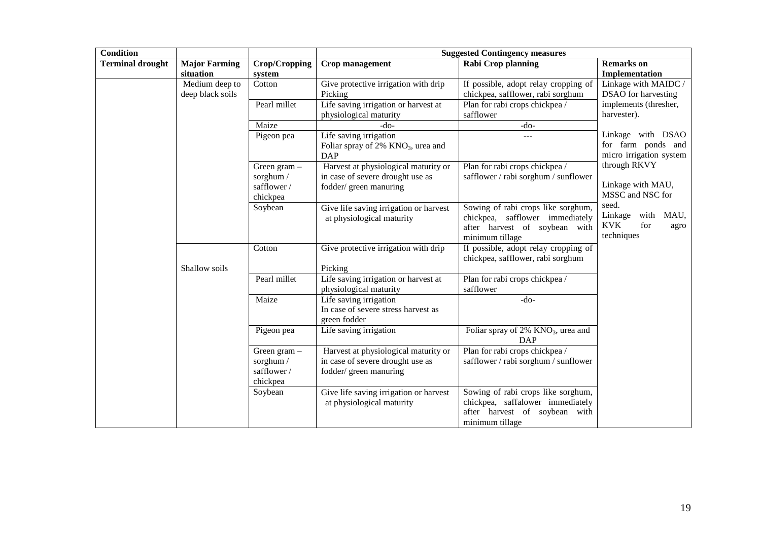| Condition | | | Suggested Contingency measures | | |
|---|---|---|---|---|---|
| Terminal drought | Major Farming situation | Crop/Cropping system | Crop management | Rabi Crop planning | Remarks on Implementation |
| | Medium deep to deep black soils | Cotton | Give protective irrigation with drip Picking | If possible, adopt relay cropping of chickpea, safflower, rabi sorghum | Linkage with MAIDC / DSAO for harvesting implements (thresher, harvester). Linkage with DSAO for farm ponds and micro irrigation system through RKVY Linkage with MAU, MSSC and NSC for seed. Linkage with MAU, KVK for agro techniques |
| | | Pearl millet | Life saving irrigation or harvest at physiological maturity | Plan for rabi crops chickpea / safflower | |
| | | Maize | -do- | -do- | |
| | | Pigeon pea | Life saving irrigation Foliar spray of 2% $KNO_3$, urea and DAP | --- | |
| | | Green gram – sorghum / safflower / chickpea | Harvest at physiological maturity or in case of severe drought use as fodder/ green manuring | Plan for rabi crops chickpea / safflower / rabi sorghum / sunflower | |
| | | Soybean | Give life saving irrigation or harvest at physiological maturity | Sowing of rabi crops like sorghum, chickpea, safflower immediately after harvest of soybean with minimum tillage | |
| | Shallow soils | Cotton | Give protective irrigation with drip Picking | If possible, adopt relay cropping of chickpea, safflower, rabi sorghum | |
| | | Pearl millet | Life saving irrigation or harvest at physiological maturity | Plan for rabi crops chickpea / safflower | |
| | | Maize | Life saving irrigation In case of severe stress harvest as green fodder | -do- | |
| | | Pigeon pea | Life saving irrigation | Foliar spray of 2% $KNO_3$, urea and DAP | |
| | | Green gram – sorghum / safflower / chickpea | Harvest at physiological maturity or in case of severe drought use as fodder/ green manuring | Plan for rabi crops chickpea / safflower / rabi sorghum / sunflower | |
| | | Soybean | Give life saving irrigation or harvest at physiological maturity | Sowing of rabi crops like sorghum, chickpea, saffalower immediately after harvest of soybean with minimum tillage | |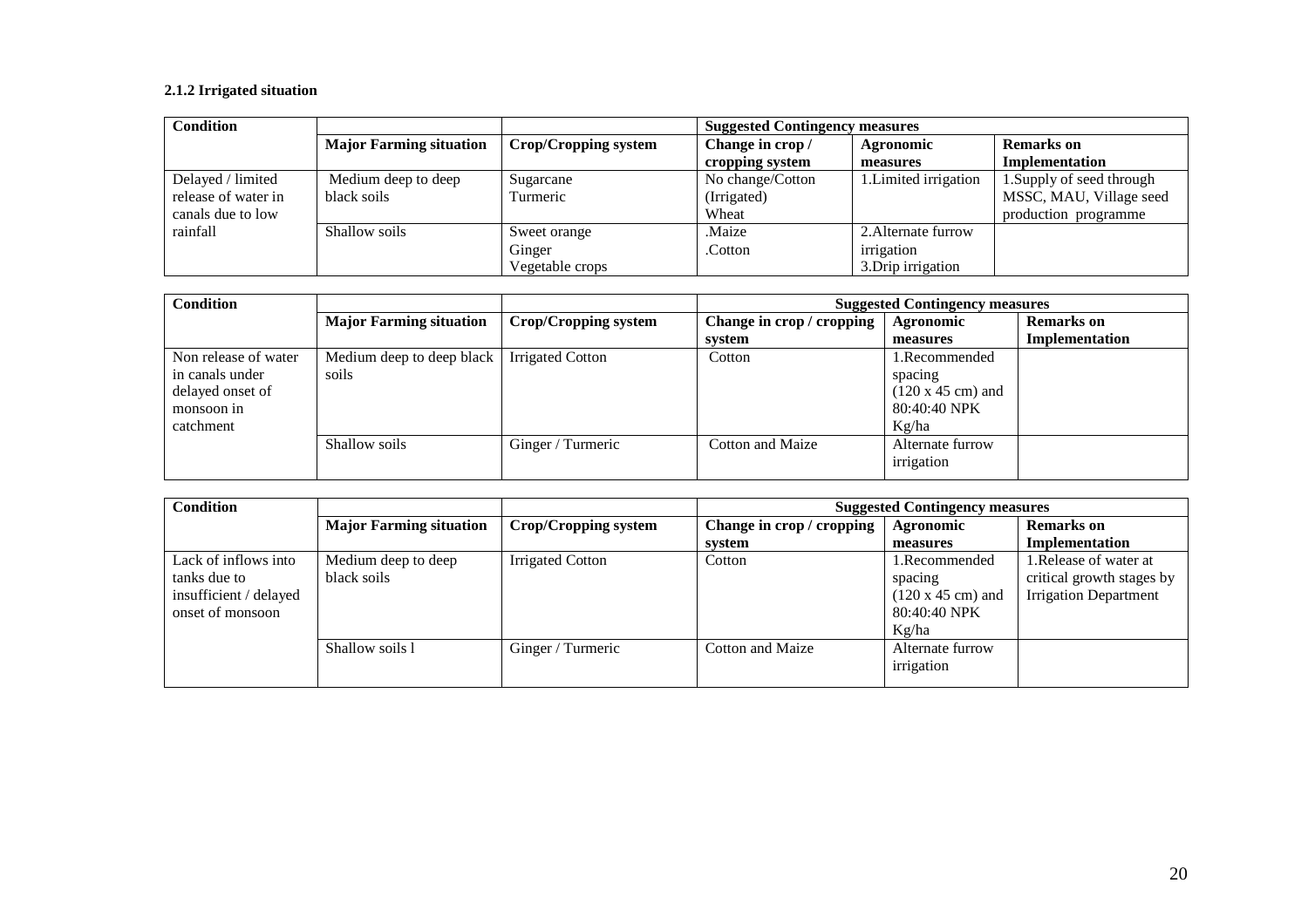### 2.1.2 Irrigated situation

| Condition | | | Suggested Contingency measures | | |
|---|---|---|---|---|---|
| | **Major Farming situation** | **Crop/Cropping system** | **Change in crop / cropping system** | **Agronomic measures** | **Remarks on Implementation** |
| Delayed / limited release of water in canals due to low rainfall | Medium deep to deep black soils | Sugarcane<br>Turmeric | No change/Cotton (Irrigated)<br>Wheat | 1.Limited irrigation<br>2.Alternate furrow irrigation<br>3.Drip irrigation | 1.Supply of seed through MSSC, MAU, Village seed production programme |
| | Shallow soils | Sweet orange<br>Ginger<br>Vegetable crops | .Maize<br>.Cotton | | |

| Condition | | | Suggested Contingency measures | | |
|---|---|---|---|---|---|
| | **Major Farming situation** | **Crop/Cropping system** | **Change in crop / cropping system** | **Agronomic measures** | **Remarks on Implementation** |
| Non release of water in canals under delayed onset of monsoon in catchment | Medium deep to deep black soils | Irrigated Cotton | Cotton | 1.Recommended spacing (120 x 45 cm) and 80:40:40 NPK Kg/ha | |
| | Shallow soils | Ginger / Turmeric | Cotton and Maize | Alternate furrow irrigation | |

| Condition | | | Suggested Contingency measures | | |
|---|---|---|---|---|---|
| | **Major Farming situation** | **Crop/Cropping system** | **Change in crop / cropping system** | **Agronomic measures** | **Remarks on Implementation** |
| Lack of inflows into tanks due to insufficient / delayed onset of monsoon | Medium deep to deep black soils | Irrigated Cotton | Cotton | 1.Recommended spacing (120 x 45 cm) and 80:40:40 NPK Kg/ha | 1.Release of water at critical growth stages by Irrigation Department |
| | Shallow soils l | Ginger / Turmeric | Cotton and Maize | Alternate furrow irrigation | |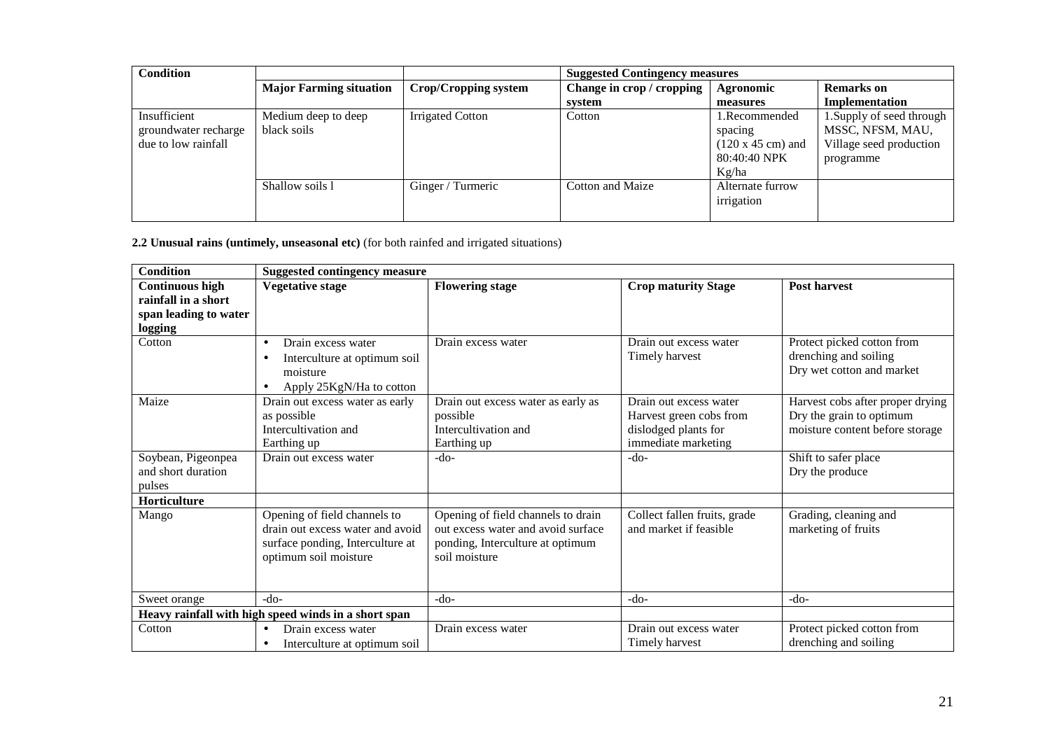| Condition | | | Suggested Contingency measures | | |
|---|---|---|---|---|---|
| | Major Farming situation | Crop/Cropping system | Change in crop / cropping system | Agronomic measures | Remarks on Implementation |
| Insufficient groundwater recharge due to low rainfall | Medium deep to deep black soils | Irrigated Cotton | Cotton | 1.Recommended spacing (120 x 45 cm) and 80:40:40 NPK Kg/ha | 1.Supply of seed through MSSC, NFSM, MAU, Village seed production programme |
| | Shallow soils l | Ginger / Turmeric | Cotton and Maize | Alternate furrow irrigation | |

**2.2 Unusual rains (untimely, unseasonal etc)** (for both rainfed and irrigated situations)

| Condition | Suggested contingency measure | | | |
|---|---|---|---|---|
| **Continuous high rainfall in a short span leading to water logging** | **Vegetative stage** | **Flowering stage** | **Crop maturity Stage** | **Post harvest** |
| Cotton | • Drain excess water<br>• Interculture at optimum soil moisture<br>• Apply 25KgN/Ha to cotton | Drain excess water | Drain out excess water<br>Timely harvest | Protect picked cotton from drenching and soiling<br>Dry wet cotton and market |
| Maize | Drain out excess water as early as possible<br>Intercultivation and Earthing up | Drain out excess water as early as possible<br>Intercultivation and Earthing up | Drain out excess water<br>Harvest green cobs from dislodged plants for immediate marketing | Harvest cobs after proper drying<br>Dry the grain to optimum moisture content before storage |
| Soybean, Pigeonpea and short duration pulses | Drain out excess water | -do- | -do- | Shift to safer place<br>Dry the produce |
| **Horticulture** | | | | |
| Mango | Opening of field channels to drain out excess water and avoid surface ponding, Interculture at optimum soil moisture | Opening of field channels to drain out excess water and avoid surface ponding, Interculture at optimum soil moisture | Collect fallen fruits, grade and market if feasible | Grading, cleaning and marketing of fruits |
| Sweet orange | -do- | -do- | -do- | -do- |
| **Heavy rainfall with high speed winds in a short span** | | | | |
| Cotton | • Drain excess water<br>• Interculture at optimum soil | Drain excess water | Drain out excess water<br>Timely harvest | Protect picked cotton from drenching and soiling |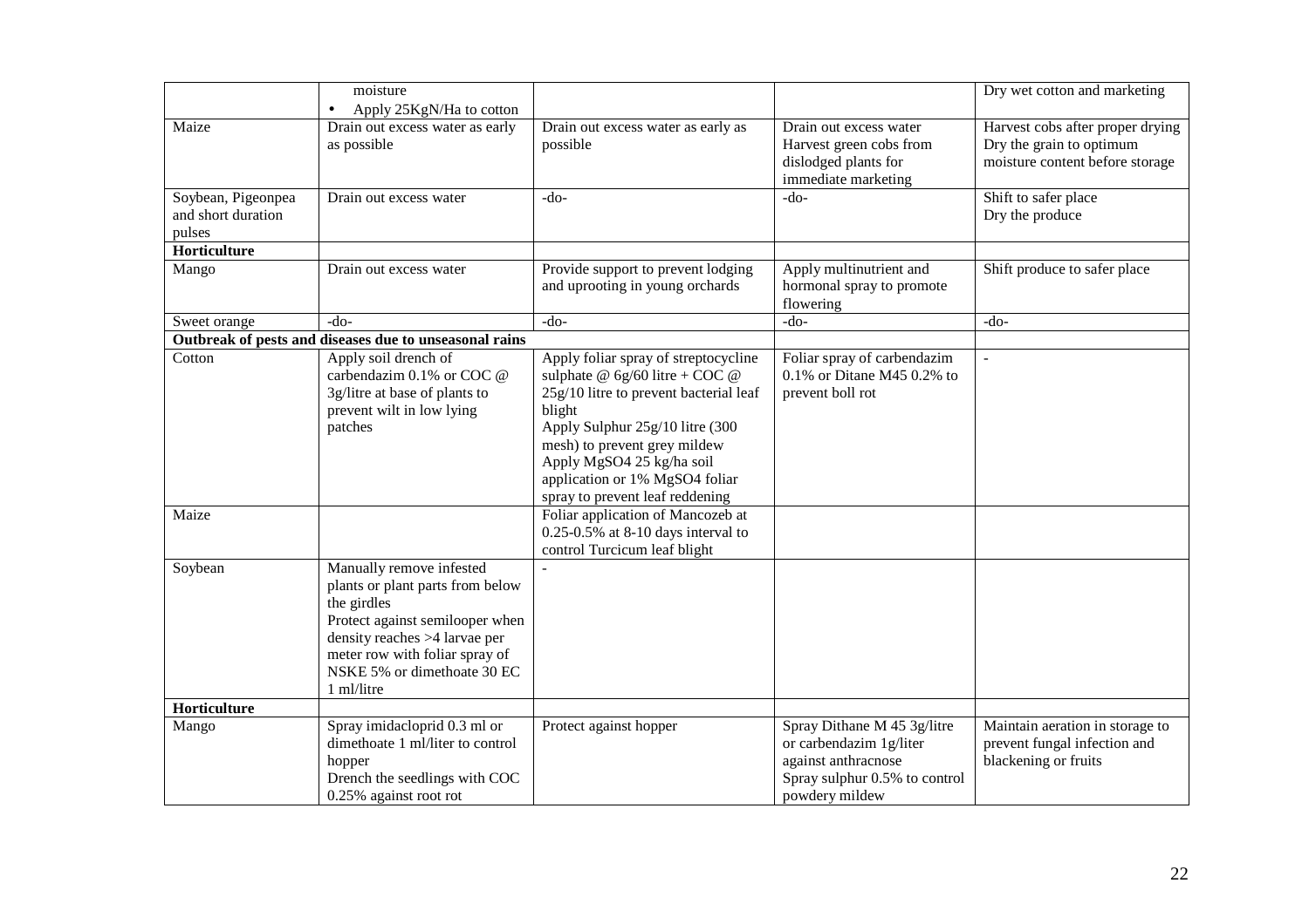| | | | | |
|---|---|---|---|---|
| | moisture<br>• Apply 25KgN/Ha to cotton | | | Dry wet cotton and marketing |
| Maize | Drain out excess water as early as possible | Drain out excess water as early as possible | Drain out excess water<br>Harvest green cobs from dislodged plants for immediate marketing | Harvest cobs after proper drying<br>Dry the grain to optimum moisture content before storage |
| Soybean, Pigeonpea and short duration pulses | Drain out excess water | -do- | -do- | Shift to safer place<br>Dry the produce |
| **Horticulture** | | | | |
| Mango | Drain out excess water | Provide support to prevent lodging and uprooting in young orchards | Apply multinutrient and hormonal spray to promote flowering | Shift produce to safer place |
| Sweet orange | -do- | -do- | -do- | -do- |
| **Outbreak of pests and diseases due to unseasonal rains** | | | | |
| Cotton | Apply soil drench of carbendazim 0.1% or COC @ 3g/litre at base of plants to prevent wilt in low lying patches | Apply foliar spray of streptocycline sulphate @ 6g/60 litre + COC @ 25g/10 litre to prevent bacterial leaf blight<br>Apply Sulphur 25g/10 litre (300 mesh) to prevent grey mildew<br>Apply $MgSO_4$ 25 kg/ha soil application or 1% $MgSO_4$ foliar spray to prevent leaf reddening | Foliar spray of carbendazim 0.1% or Ditane M45 0.2% to prevent boll rot | - |
| Maize | | Foliar application of Mancozeb at 0.25-0.5% at 8-10 days interval to control Turcicum leaf blight | | |
| Soybean | Manually remove infested plants or plant parts from below the girdles<br>Protect against semilooper when density reaches >4 larvae per meter row with foliar spray of NSKE 5% or dimethoate 30 EC 1 ml/litre | - | | |
| **Horticulture** | | | | |
| Mango | Spray imidacloprid 0.3 ml or dimethoate 1 ml/liter to control hopper<br>Drench the seedlings with COC 0.25% against root rot | Protect against hopper | Spray Dithane M 45 3g/litre or carbendazim 1g/liter against anthracnose<br>Spray sulphur 0.5% to control powdery mildew | Maintain aeration in storage to prevent fungal infection and blackening or fruits |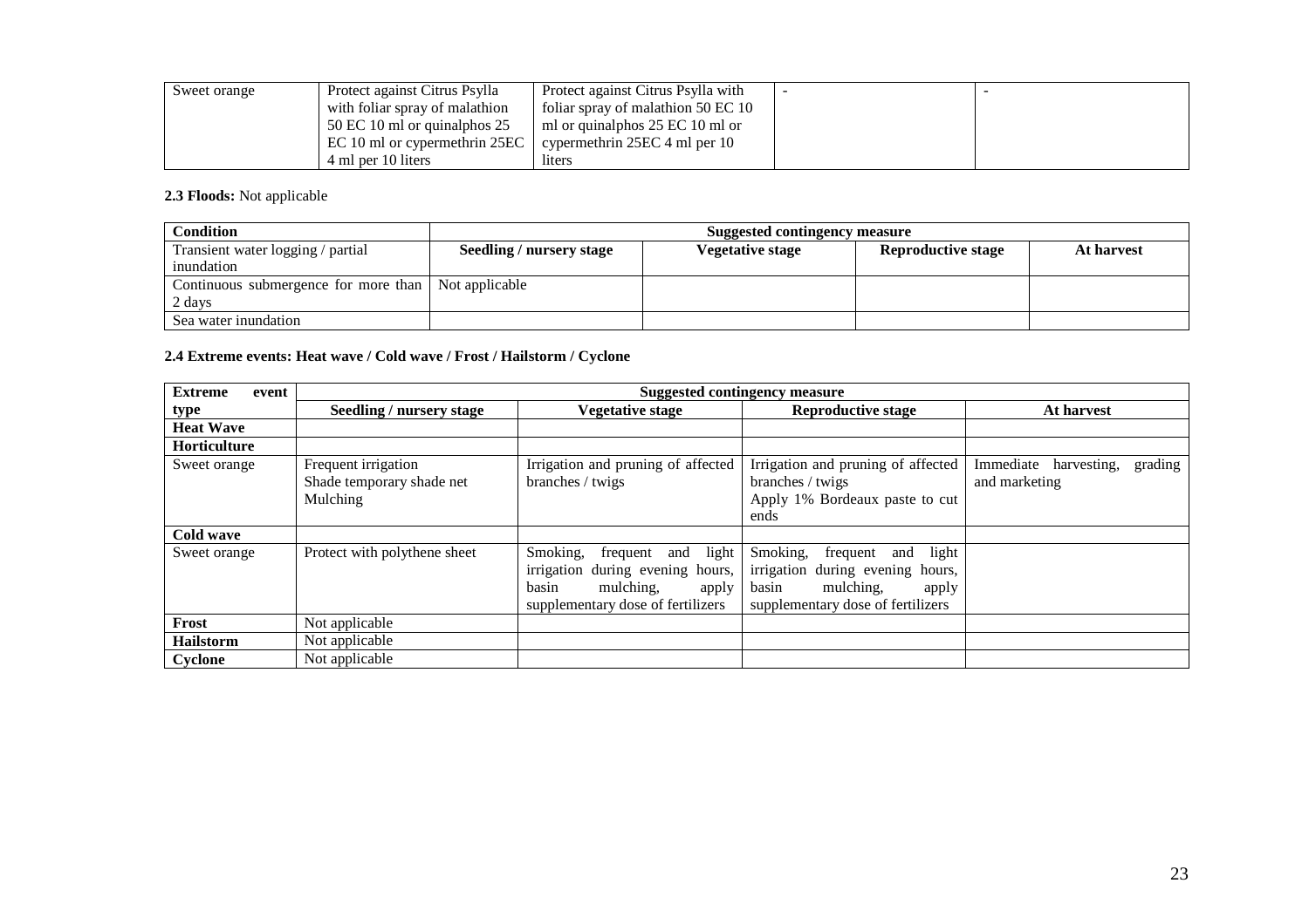| Sweet orange | Protect against Citrus Psylla with foliar spray of malathion 50 EC 10 ml or quinalphos 25 EC 10 ml or cypermethrin 25EC 4 ml per 10 liters | Protect against Citrus Psylla with foliar spray of malathion 50 EC 10 ml or quinalphos 25 EC 10 ml or cypermethrin 25EC 4 ml per 10 liters | - | - |
|---|---|---|---|---|

**2.3 Floods:** Not applicable

| Condition | Suggested contingency measure | | | |
|---|---|---|---|---|
| Transient water logging / partial inundation | Seedling / nursery stage | Vegetative stage | Reproductive stage | At harvest |
| Continuous submergence for more than 2 days | Not applicable | | | |
| Sea water inundation | | | | |

**2.4 Extreme events: Heat wave / Cold wave / Frost / Hailstorm / Cyclone**

| Extreme event type | Suggested contingency measure | | | |
|---|---|---|---|---|
| | Seedling / nursery stage | Vegetative stage | Reproductive stage | At harvest |
| **Heat Wave** | | | | |
| **Horticulture** | | | | |
| Sweet orange | Frequent irrigation<br>Shade temporary shade net<br>Mulching | Irrigation and pruning of affected branches / twigs | Irrigation and pruning of affected branches / twigs<br>Apply 1% Bordeaux paste to cut ends | Immediate harvesting, grading and marketing |
| **Cold wave** | | | | |
| Sweet orange | Protect with polythene sheet | Smoking, frequent and light irrigation during evening hours, basin mulching, apply supplementary dose of fertilizers | Smoking, frequent and light irrigation during evening hours, basin mulching, apply supplementary dose of fertilizers | |
| **Frost** | Not applicable | | | |
| **Hailstorm** | Not applicable | | | |
| **Cyclone** | Not applicable | | | |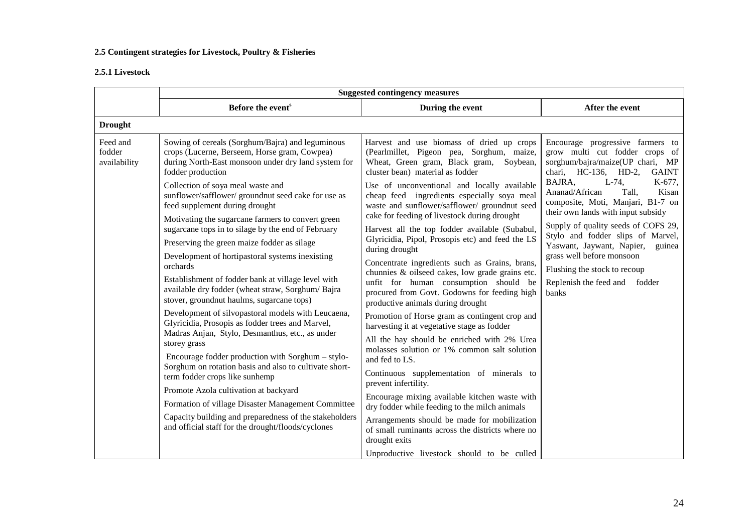### 2.5 Contingent strategies for Livestock, Poultry & Fisheries

#### 2.5.1 Livestock

| | Suggested contingency measures | | |
|---|---|---|---|
| | Before the event[$] | During the event | After the event |
| **Drought** | | | |
| Feed and fodder availability | Sowing of cereals (Sorghum/Bajra) and leguminous crops (Lucerne, Berseem, Horse gram, Cowpea) during North-East monsoon under dry land system for fodder production<br><br>Collection of soya meal waste and sunflower/safflower/ groundnut seed cake for use as feed supplement during drought<br><br>Motivating the sugarcane farmers to convert green sugarcane tops in to silage by the end of February<br><br>Preserving the green maize fodder as silage<br><br>Development of hortipastoral systems inexisting orchards<br><br>Establishment of fodder bank at village level with available dry fodder (wheat straw, Sorghum/ Bajra stover, groundnut haulms, sugarcane tops)<br><br>Development of silvopastoral models with Leucaena, Glyricidia, Prosopis as fodder trees and Marvel, Madras Anjan, Stylo, Desmanthus, etc., as under storey grass<br><br>Encourage fodder production with Sorghum – stylo-Sorghum on rotation basis and also to cultivate short-term fodder crops like sunhemp<br><br>Promote Azola cultivation at backyard<br><br>Formation of village Disaster Management Committee<br><br>Capacity building and preparedness of the stakeholders and official staff for the drought/floods/cyclones | Harvest and use biomass of dried up crops (Pearlmillet, Pigeon pea, Sorghum, maize, Wheat, Green gram, Black gram, Soybean, cluster bean) material as fodder<br><br>Use of unconventional and locally available cheap feed ingredients especially soya meal waste and sunflower/safflower/ groundnut seed cake for feeding of livestock during drought<br><br>Harvest all the top fodder available (Subabul, Glyricidia, Pipol, Prosopis etc) and feed the LS during drought<br><br>Concentrate ingredients such as Grains, brans, chunnies & oilseed cakes, low grade grains etc. unfit for human consumption should be procured from Govt. Godowns for feeding high productive animals during drought<br><br>Promotion of Horse gram as contingent crop and harvesting it at vegetative stage as fodder<br><br>All the hay should be enriched with 2% Urea molasses solution or 1% common salt solution and fed to LS.<br><br>Continuous supplementation of minerals to prevent infertility.<br><br>Encourage mixing available kitchen waste with dry fodder while feeding to the milch animals<br><br>Arrangements should be made for mobilization of small ruminants across the districts where no drought exits<br><br>Unproductive livestock should to be culled | Encourage progressive farmers to grow multi cut fodder crops of sorghum/bajra/maize(UP chari, MP chari, HC-136, HD-2, GAINT BAJRA, L-74, K-677, Ananad/African Tall, Kisan composite, Moti, Manjari, B1-7 on their own lands with input subsidy<br><br>Supply of quality seeds of COFS 29, Stylo and fodder slips of Marvel, Yaswant, Jaywant, Napier, guinea grass well before monsoon<br><br>Flushing the stock to recoup<br><br>Replenish the feed and fodder banks |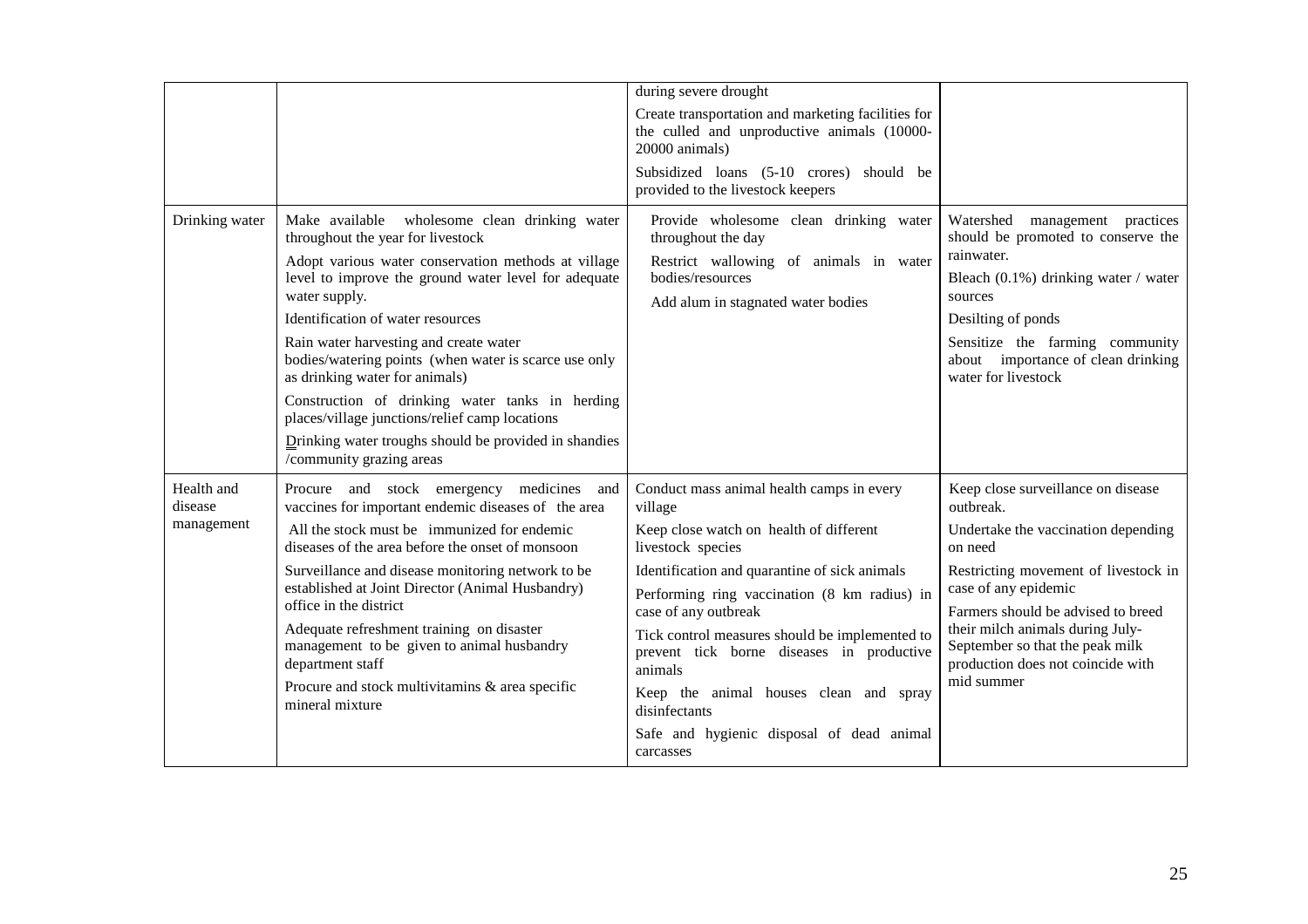| | | | |
|---|---|---|---|
| | | during severe drought<br>Create transportation and marketing facilities for the culled and unproductive animals (10000-20000 animals)<br>Subsidized loans (5-10 crores) should be provided to the livestock keepers | |
| Drinking water | Make available wholesome clean drinking water throughout the year for livestock<br>Adopt various water conservation methods at village level to improve the ground water level for adequate water supply.<br>Identification of water resources<br>Rain water harvesting and create water bodies/watering points (when water is scarce use only as drinking water for animals)<br>Construction of drinking water tanks in herding places/village junctions/relief camp locations<br>Drinking water troughs should be provided in shandies /community grazing areas | Provide wholesome clean drinking water throughout the day<br>Restrict wallowing of animals in water bodies/resources<br>Add alum in stagnated water bodies | Watershed management practices should be promoted to conserve the rainwater.<br>Bleach (0.1%) drinking water / water sources<br>Desilting of ponds<br>Sensitize the farming community about importance of clean drinking water for livestock |
| Health and disease management | Procure and stock emergency medicines and vaccines for important endemic diseases of the area<br>All the stock must be immunized for endemic diseases of the area before the onset of monsoon<br>Surveillance and disease monitoring network to be established at Joint Director (Animal Husbandry) office in the district<br>Adequate refreshment training on disaster management to be given to animal husbandry department staff<br>Procure and stock multivitamins & area specific mineral mixture | Conduct mass animal health camps in every village<br>Keep close watch on health of different livestock species<br>Identification and quarantine of sick animals<br>Performing ring vaccination (8 km radius) in case of any outbreak<br>Tick control measures should be implemented to prevent tick borne diseases in productive animals<br>Keep the animal houses clean and spray disinfectants<br>Safe and hygienic disposal of dead animal carcasses | Keep close surveillance on disease outbreak.<br>Undertake the vaccination depending on need<br>Restricting movement of livestock in case of any epidemic<br>Farmers should be advised to breed their milch animals during July-September so that the peak milk production does not coincide with mid summer |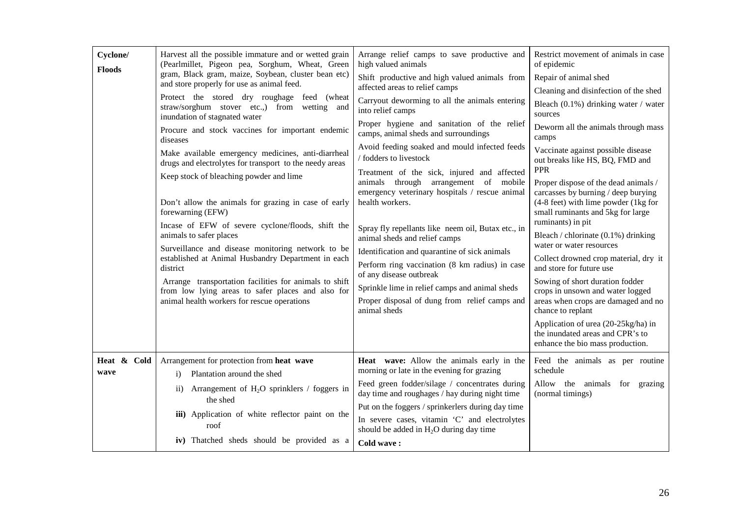| | | | |
|---|---|---|---|
| **Cyclone/ Floods** | Harvest all the possible immature and or wetted grain (Pearlmillet, Pigeon pea, Sorghum, Wheat, Green gram, Black gram, maize, Soybean, cluster bean etc) and store properly for use as animal feed.<br>Protect the stored dry roughage feed (wheat straw/sorghum stover etc.,) from wetting and inundation of stagnated water<br>Procure and stock vaccines for important endemic diseases<br>Make available emergency medicines, anti-diarrheal drugs and electrolytes for transport to the needy areas<br>Keep stock of bleaching powder and lime<br>Don't allow the animals for grazing in case of early forewarning (EFW)<br>Incase of EFW of severe cyclone/floods, shift the animals to safer places<br>Surveillance and disease monitoring network to be established at Animal Husbandry Department in each district<br>Arrange transportation facilities for animals to shift from low lying areas to safer places and also for animal health workers for rescue operations | Arrange relief camps to save productive and high valued animals<br>Shift productive and high valued animals from affected areas to relief camps<br>Carryout deworming to all the animals entering into relief camps<br>Proper hygiene and sanitation of the relief camps, animal sheds and surroundings<br>Avoid feeding soaked and mould infected feeds / fodders to livestock<br>Treatment of the sick, injured and affected animals through arrangement of mobile emergency veterinary hospitals / rescue animal health workers.<br>Spray fly repellants like neem oil, Butax etc., in animal sheds and relief camps<br>Identification and quarantine of sick animals<br>Perform ring vaccination (8 km radius) in case of any disease outbreak<br>Sprinkle lime in relief camps and animal sheds<br>Proper disposal of dung from relief camps and animal sheds | Restrict movement of animals in case of epidemic<br>Repair of animal shed<br>Cleaning and disinfection of the shed<br>Bleach (0.1%) drinking water / water sources<br>Deworm all the animals through mass camps<br>Vaccinate against possible disease out breaks like HS, BQ, FMD and PPR<br>Proper dispose of the dead animals / carcasses by burning / deep burying (4-8 feet) with lime powder (1kg for small ruminants and 5kg for large ruminants) in pit<br>Bleach / chlorinate (0.1%) drinking water or water resources<br>Collect drowned crop material, dry it and store for future use<br>Sowing of short duration fodder crops in unsown and water logged areas when crops are damaged and no chance to replant<br>Application of urea (20-25kg/ha) in the inundated areas and CPR's to enhance the bio mass production. |
| **Heat & Cold wave** | Arrangement for protection from **heat wave**<br>i) Plantation around the shed<br>ii) Arrangement of $H_2O$ sprinklers / foggers in the shed<br>**iii)** Application of white reflector paint on the roof<br>**iv)** Thatched sheds should be provided as a | **Heat wave:** Allow the animals early in the morning or late in the evening for grazing<br>Feed green fodder/silage / concentrates during day time and roughages / hay during night time<br>Put on the foggers / sprinkerlers during day time<br>In severe cases, vitamin 'C' and electrolytes should be added in $H_2O$ during day time<br>**Cold wave :** | Feed the animals as per routine schedule<br>Allow the animals for grazing (normal timings) |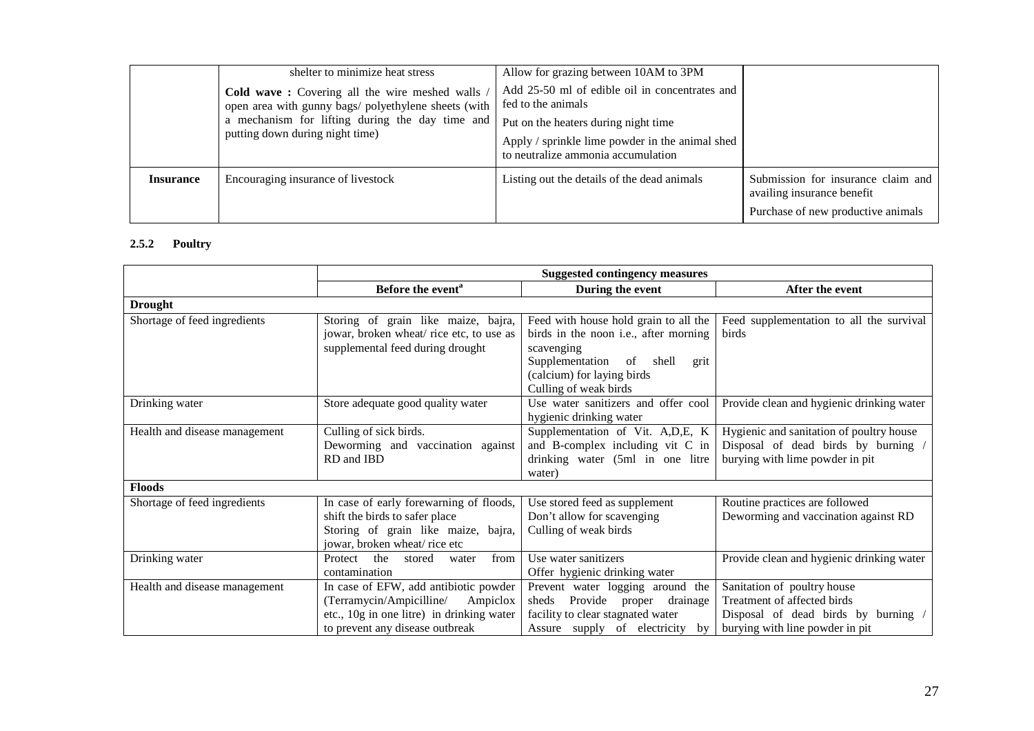| | | | |
|---|---|---|---|
| | shelter to minimize heat stress<br>**Cold wave :** Covering all the wire meshed walls / open area with gunny bags/ polyethylene sheets (with a mechanism for lifting during the day time and putting down during night time) | Allow for grazing between 10AM to 3PM<br>Add 25-50 ml of edible oil in concentrates and fed to the animals<br>Put on the heaters during night time<br>Apply / sprinkle lime powder in the animal shed to neutralize ammonia accumulation | |
| **Insurance** | Encouraging insurance of livestock | Listing out the details of the dead animals | Submission for insurance claim and availing insurance benefit<br>Purchase of new productive animals |

### 2.5.2 Poultry

| | Suggested contingency measures | | |
|---|---|---|---|
| | **Before the event[a]** | **During the event** | **After the event** |
| **Drought** | | | |
| Shortage of feed ingredients | Storing of grain like maize, bajra, jowar, broken wheat/ rice etc, to use as supplemental feed during drought | Feed with house hold grain to all the birds in the noon i.e., after morning scavenging<br>Supplementation of shell grit (calcium) for laying birds<br>Culling of weak birds | Feed supplementation to all the survival birds |
| Drinking water | Store adequate good quality water | Use water sanitizers and offer cool hygienic drinking water | Provide clean and hygienic drinking water |
| Health and disease management | Culling of sick birds.<br>Deworming and vaccination against RD and IBD | Supplementation of Vit. A,D,E, K and B-complex including vit C in drinking water (5ml in one litre water) | Hygienic and sanitation of poultry house<br>Disposal of dead birds by burning / burying with lime powder in pit |
| **Floods** | | | |
| Shortage of feed ingredients | In case of early forewarning of floods, shift the birds to safer place<br>Storing of grain like maize, bajra, jowar, broken wheat/ rice etc | Use stored feed as supplement<br>Don't allow for scavenging<br>Culling of weak birds | Routine practices are followed<br>Deworming and vaccination against RD |
| Drinking water | Protect the stored water from contamination | Use water sanitizers<br>Offer hygienic drinking water | Provide clean and hygienic drinking water |
| Health and disease management | In case of EFW, add antibiotic powder (Terramycin/Ampicilline/ Ampiclox etc., 10g in one litre) in drinking water to prevent any disease outbreak | Prevent water logging around the sheds Provide proper drainage facility to clear stagnated water<br>Assure supply of electricity by | Sanitation of poultry house<br>Treatment of affected birds<br>Disposal of dead birds by burning / burying with line powder in pit |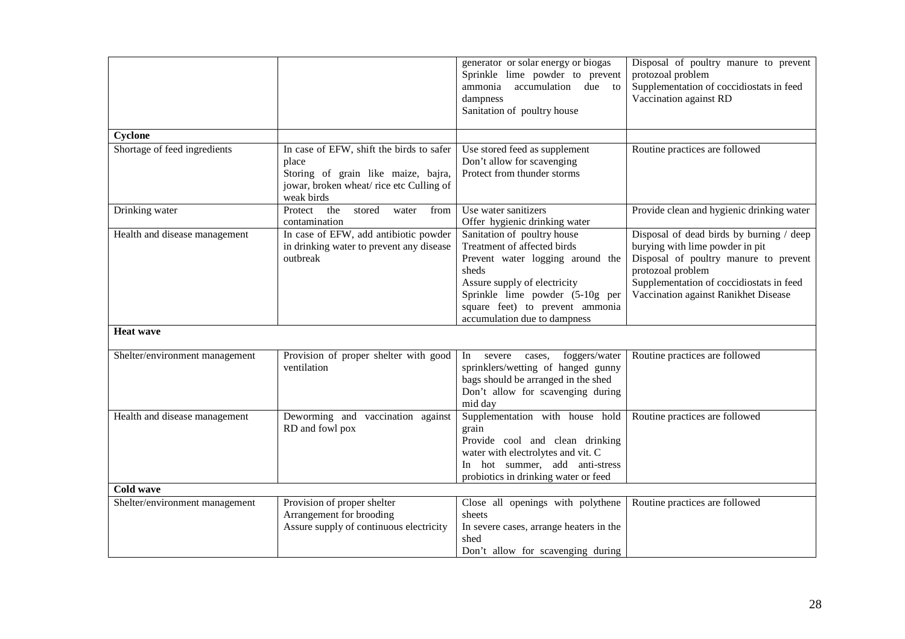| | | | |
|---|---|---|---|
| | | generator or solar energy or biogas<br>Sprinkle lime powder to prevent ammonia accumulation due to dampness<br>Sanitation of poultry house | Disposal of poultry manure to prevent protozoal problem<br>Supplementation of coccidiostats in feed<br>Vaccination against RD |
| **Cyclone** | | | |
| Shortage of feed ingredients | In case of EFW, shift the birds to safer place<br>Storing of grain like maize, bajra, jowar, broken wheat/ rice etc Culling of weak birds | Use stored feed as supplement<br>Don't allow for scavenging<br>Protect from thunder storms | Routine practices are followed |
| Drinking water | Protect the stored water from contamination | Use water sanitizers<br>Offer hygienic drinking water | Provide clean and hygienic drinking water |
| Health and disease management | In case of EFW, add antibiotic powder in drinking water to prevent any disease outbreak | Sanitation of poultry house<br>Treatment of affected birds<br>Prevent water logging around the sheds<br>Assure supply of electricity<br>Sprinkle lime powder (5-10g per square feet) to prevent ammonia accumulation due to dampness | Disposal of dead birds by burning / deep burying with lime powder in pit<br>Disposal of poultry manure to prevent protozoal problem<br>Supplementation of coccidiostats in feed<br>Vaccination against Ranikhet Disease |
| **Heat wave** | | | |
| Shelter/environment management | Provision of proper shelter with good ventilation | In severe cases, foggers/water sprinklers/wetting of hanged gunny bags should be arranged in the shed<br>Don't allow for scavenging during mid day | Routine practices are followed |
| Health and disease management | Deworming and vaccination against RD and fowl pox | Supplementation with house hold grain<br>Provide cool and clean drinking water with electrolytes and vit. C<br>In hot summer, add anti-stress probiotics in drinking water or feed | Routine practices are followed |
| **Cold wave** | | | |
| Shelter/environment management | Provision of proper shelter<br>Arrangement for brooding<br>Assure supply of continuous electricity | Close all openings with polythene sheets<br>In severe cases, arrange heaters in the shed<br>Don't allow for scavenging during | Routine practices are followed |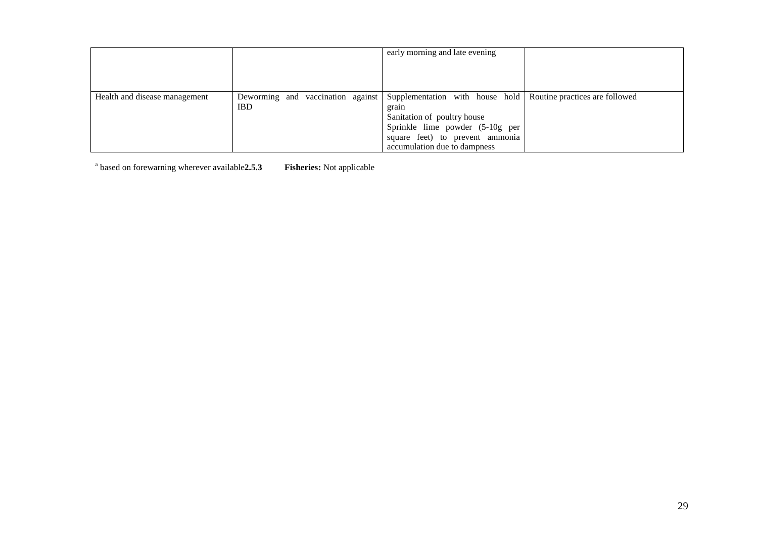| | | | |
|---|---|---|---|
| | | early morning and late evening | |
| Health and disease management | Deworming and vaccination against IBD | Supplementation with house hold grain<br>Sanitation of poultry house<br>Sprinkle lime powder (5-10g per square feet) to prevent ammonia accumulation due to dampness | Routine practices are followed |

[a] based on forewarning wherever available

**2.5.3 Fisheries:** Not applicable